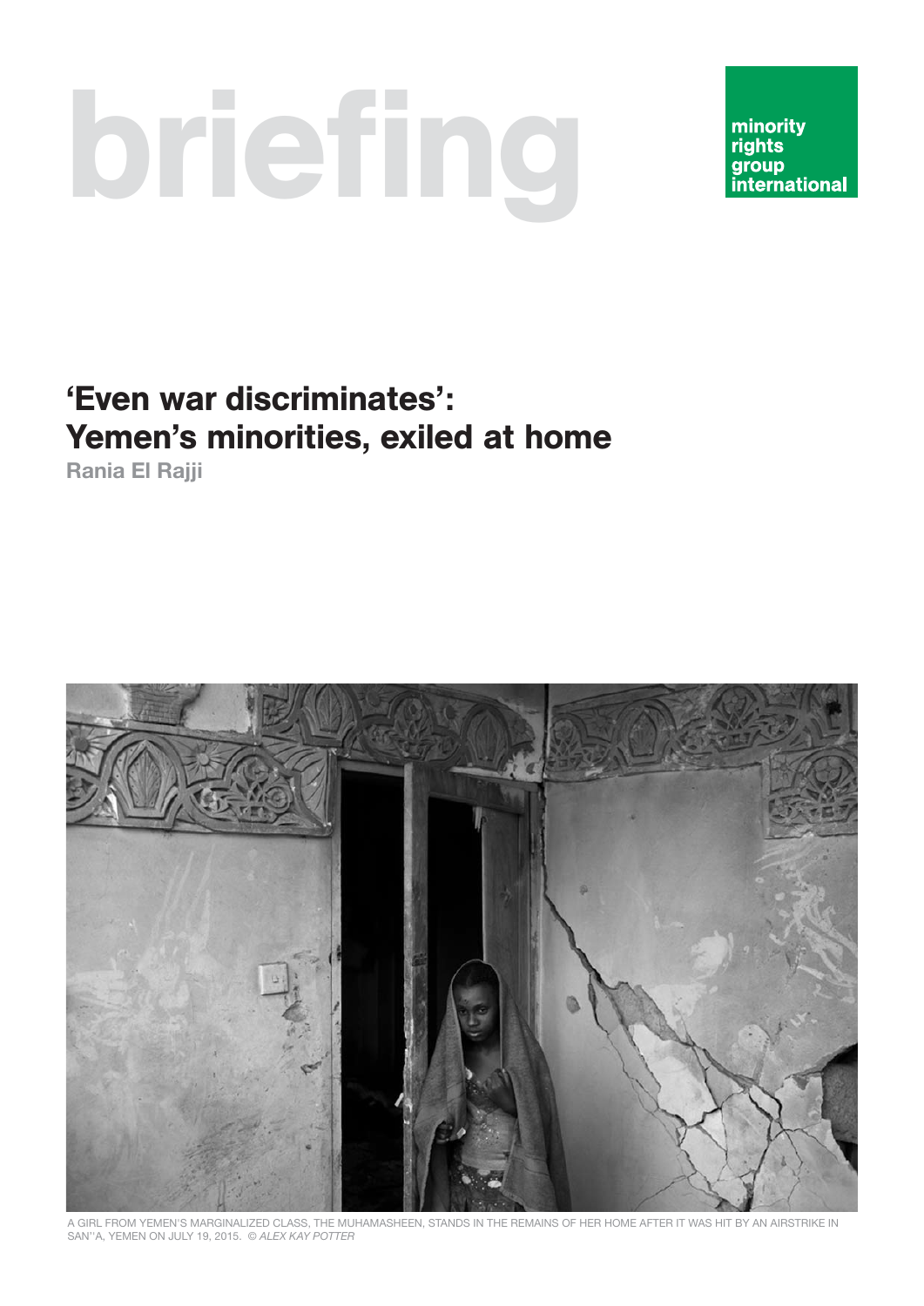briefing

minority rights group international

# 'Even war discriminates': Yemen's minorities, exiled at home

**Rania El Rajji**

A GIRL FROM YEMEN'S MARGINALIZED CLASS, THE MUHAMASHEEN, STANDS IN THE REMAINS OF HER HOME AFTER IT WAS HIT BY AN AIRSTRIKE IN SAN''A, YEMEN ON JULY 19, 2015. © *ALEX KAY POTTER*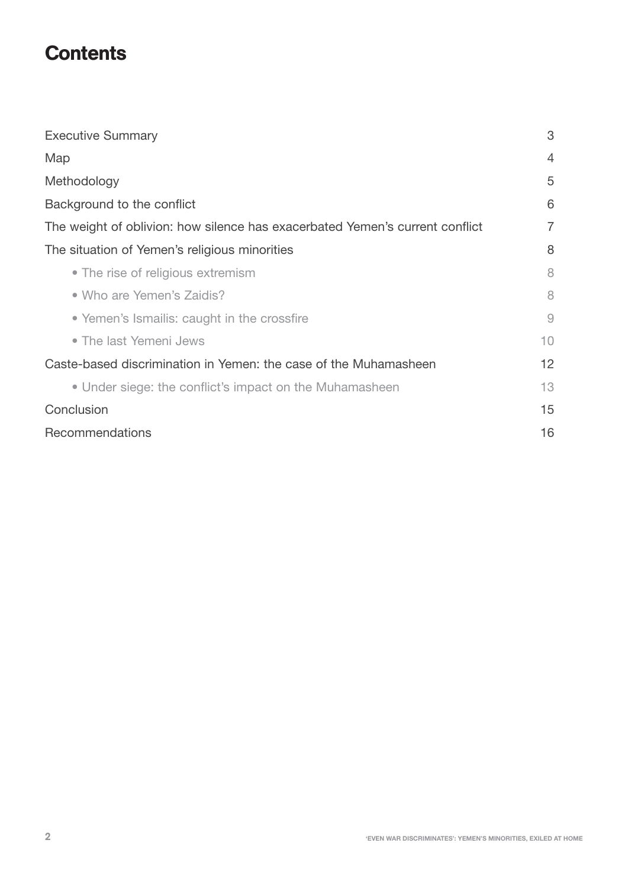# Contents

| | |
|---|---|
| Executive Summary | 3 |
| Map | 4 |
| Methodology | 5 |
| Background to the conflict | 6 |
| The weight of oblivion: how silence has exacerbated Yemen's current conflict | 7 |
| The situation of Yemen's religious minorities | 8 |
| • The rise of religious extremism | 8 |
| • Who are Yemen's Zaidis? | 8 |
| • Yemen's Ismailis: caught in the crossfire | 9 |
| • The last Yemeni Jews | 10 |
| Caste-based discrimination in Yemen: the case of the Muhamasheen | 12 |
| • Under siege: the conflict's impact on the Muhamasheen | 13 |
| Conclusion | 15 |
| Recommendations | 16 |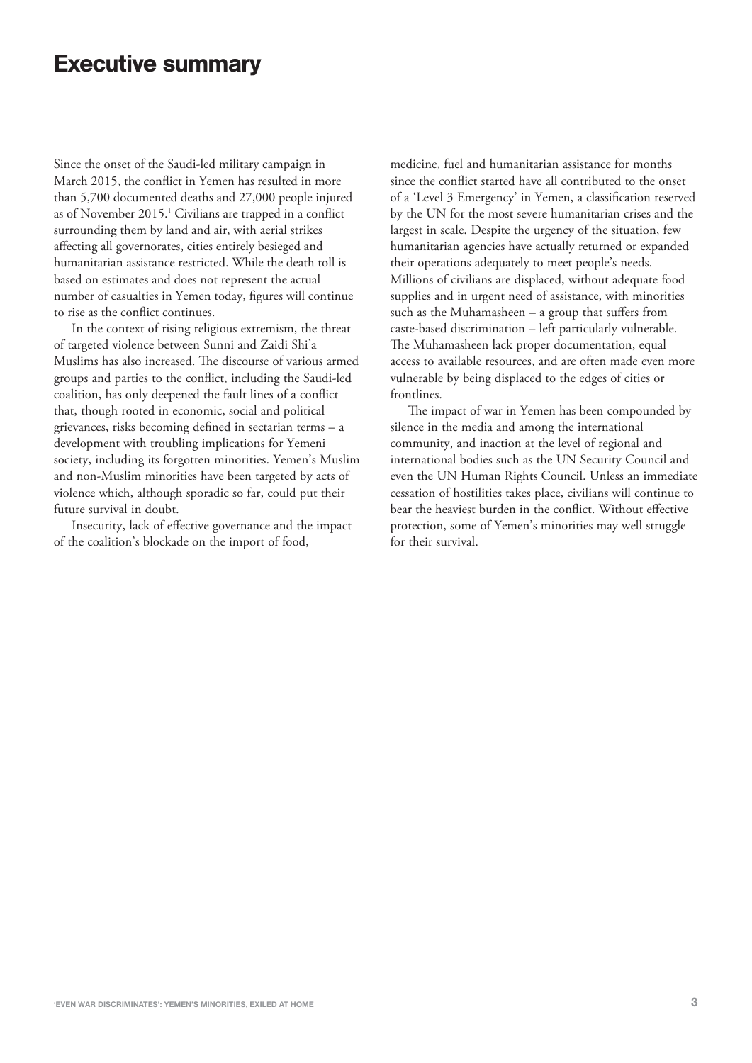# Executive summary

Since the onset of the Saudi-led military campaign in March 2015, the conflict in Yemen has resulted in more than 5,700 documented deaths and 27,000 people injured as of November 2015.[1] Civilians are trapped in a conflict surrounding them by land and air, with aerial strikes affecting all governorates, cities entirely besieged and humanitarian assistance restricted. While the death toll is based on estimates and does not represent the actual number of casualties in Yemen today, figures will continue to rise as the conflict continues.

In the context of rising religious extremism, the threat of targeted violence between Sunni and Zaidi Shi'a Muslims has also increased. The discourse of various armed groups and parties to the conflict, including the Saudi-led coalition, has only deepened the fault lines of a conflict that, though rooted in economic, social and political grievances, risks becoming defined in sectarian terms – a development with troubling implications for Yemeni society, including its forgotten minorities. Yemen's Muslim and non-Muslim minorities have been targeted by acts of violence which, although sporadic so far, could put their future survival in doubt.

Insecurity, lack of effective governance and the impact of the coalition's blockade on the import of food, medicine, fuel and humanitarian assistance for months since the conflict started have all contributed to the onset of a 'Level 3 Emergency' in Yemen, a classification reserved by the UN for the most severe humanitarian crises and the largest in scale. Despite the urgency of the situation, few humanitarian agencies have actually returned or expanded their operations adequately to meet people's needs. Millions of civilians are displaced, without adequate food supplies and in urgent need of assistance, with minorities such as the Muhamasheen – a group that suffers from caste-based discrimination – left particularly vulnerable. The Muhamasheen lack proper documentation, equal access to available resources, and are often made even more vulnerable by being displaced to the edges of cities or frontlines.

The impact of war in Yemen has been compounded by silence in the media and among the international community, and inaction at the level of regional and international bodies such as the UN Security Council and even the UN Human Rights Council. Unless an immediate cessation of hostilities takes place, civilians will continue to bear the heaviest burden in the conflict. Without effective protection, some of Yemen's minorities may well struggle for their survival.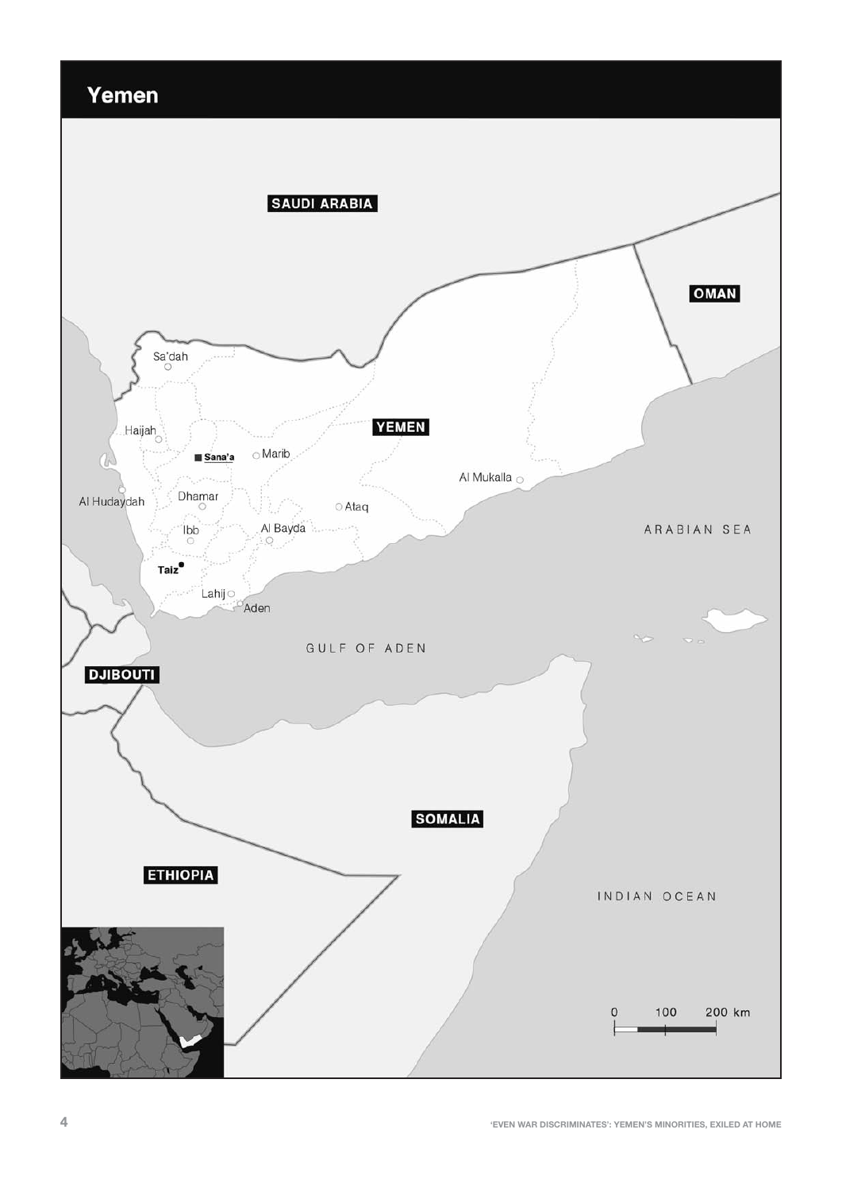# Yemen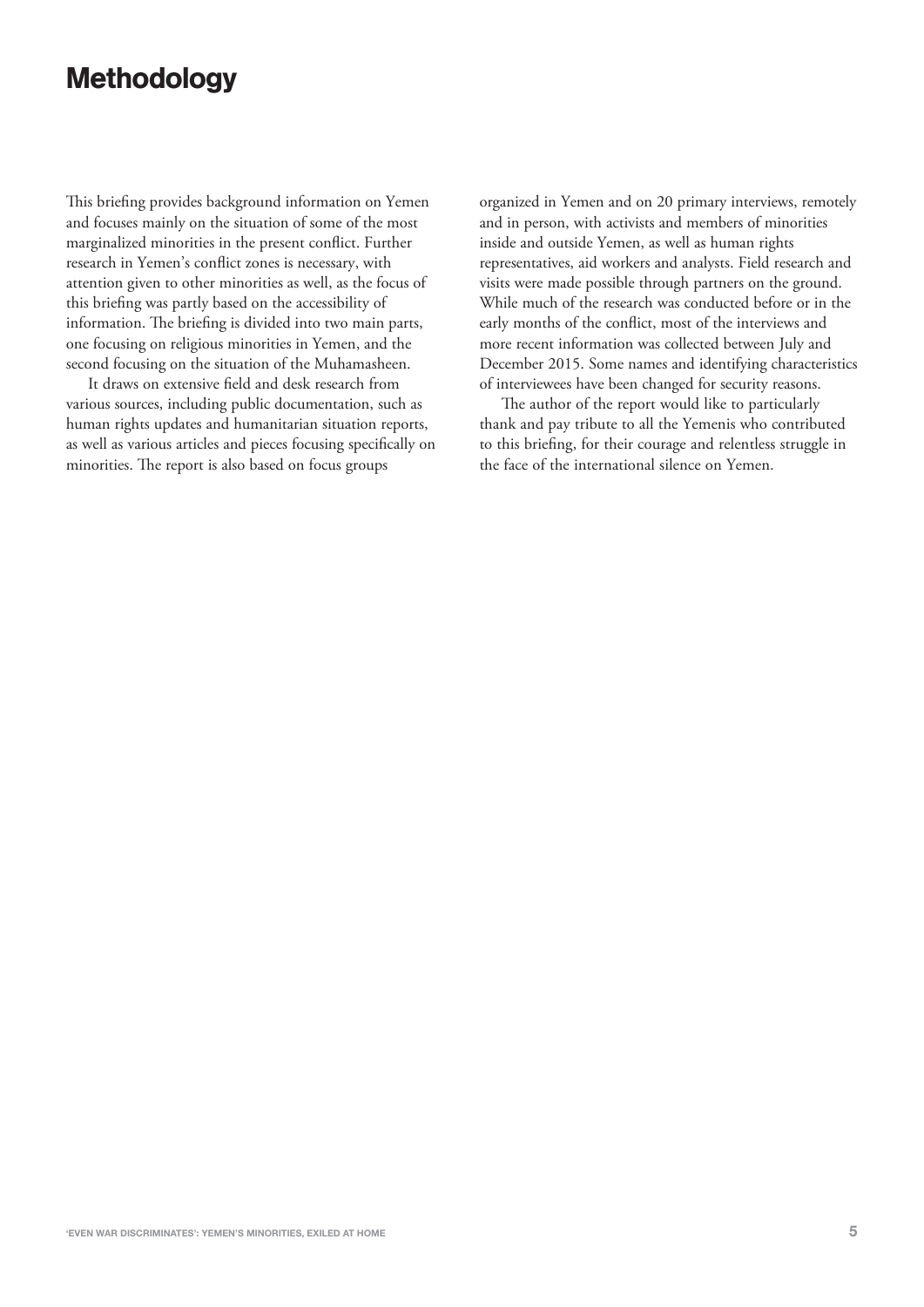# Methodology

This briefing provides background information on Yemen and focuses mainly on the situation of some of the most marginalized minorities in the present conflict. Further research in Yemen's conflict zones is necessary, with attention given to other minorities as well, as the focus of this briefing was partly based on the accessibility of information. The briefing is divided into two main parts, one focusing on religious minorities in Yemen, and the second focusing on the situation of the Muhamasheen.

It draws on extensive field and desk research from various sources, including public documentation, such as human rights updates and humanitarian situation reports, as well as various articles and pieces focusing specifically on minorities. The report is also based on focus groups organized in Yemen and on 20 primary interviews, remotely and in person, with activists and members of minorities inside and outside Yemen, as well as human rights representatives, aid workers and analysts. Field research and visits were made possible through partners on the ground. While much of the research was conducted before or in the early months of the conflict, most of the interviews and more recent information was collected between July and December 2015. Some names and identifying characteristics of interviewees have been changed for security reasons.

The author of the report would like to particularly thank and pay tribute to all the Yemenis who contributed to this briefing, for their courage and relentless struggle in the face of the international silence on Yemen.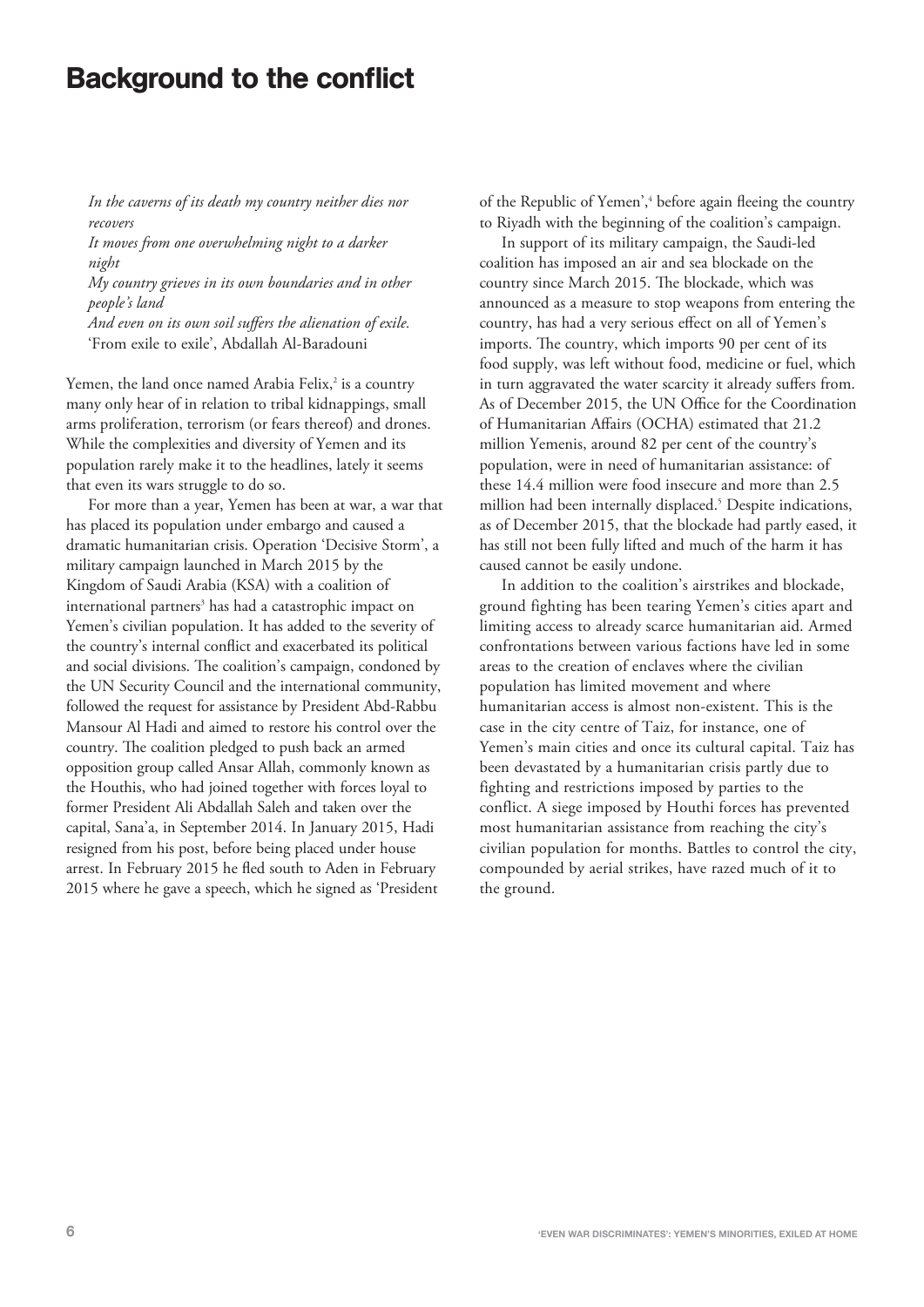## Background to the conflict

*In the caverns of its death my country neither dies nor recovers*
*It moves from one overwhelming night to a darker night*
*My country grieves in its own boundaries and in other people's land*
*And even on its own soil suffers the alienation of exile.*
'From exile to exile', Abdallah Al-Baradouni

Yemen, the land once named Arabia Felix,[2] is a country many only hear of in relation to tribal kidnappings, small arms proliferation, terrorism (or fears thereof) and drones. While the complexities and diversity of Yemen and its population rarely make it to the headlines, lately it seems that even its wars struggle to do so.

For more than a year, Yemen has been at war, a war that has placed its population under embargo and caused a dramatic humanitarian crisis. Operation 'Decisive Storm', a military campaign launched in March 2015 by the Kingdom of Saudi Arabia (KSA) with a coalition of international partners[3] has had a catastrophic impact on Yemen's civilian population. It has added to the severity of the country's internal conflict and exacerbated its political and social divisions. The coalition's campaign, condoned by the UN Security Council and the international community, followed the request for assistance by President Abd-Rabbu Mansour Al Hadi and aimed to restore his control over the country. The coalition pledged to push back an armed opposition group called Ansar Allah, commonly known as the Houthis, who had joined together with forces loyal to former President Ali Abdallah Saleh and taken over the capital, Sana'a, in September 2014. In January 2015, Hadi resigned from his post, before being placed under house arrest. In February 2015 he fled south to Aden in February 2015 where he gave a speech, which he signed as 'President of the Republic of Yemen',[4] before again fleeing the country to Riyadh with the beginning of the coalition's campaign.

In support of its military campaign, the Saudi-led coalition has imposed an air and sea blockade on the country since March 2015. The blockade, which was announced as a measure to stop weapons from entering the country, has had a very serious effect on all of Yemen's imports. The country, which imports 90 per cent of its food supply, was left without food, medicine or fuel, which in turn aggravated the water scarcity it already suffers from. As of December 2015, the UN Office for the Coordination of Humanitarian Affairs (OCHA) estimated that 21.2 million Yemenis, around 82 per cent of the country's population, were in need of humanitarian assistance: of these 14.4 million were food insecure and more than 2.5 million had been internally displaced.[5] Despite indications, as of December 2015, that the blockade had partly eased, it has still not been fully lifted and much of the harm it has caused cannot be easily undone.

In addition to the coalition's airstrikes and blockade, ground fighting has been tearing Yemen's cities apart and limiting access to already scarce humanitarian aid. Armed confrontations between various factions have led in some areas to the creation of enclaves where the civilian population has limited movement and where humanitarian access is almost non-existent. This is the case in the city centre of Taiz, for instance, one of Yemen's main cities and once its cultural capital. Taiz has been devastated by a humanitarian crisis partly due to fighting and restrictions imposed by parties to the conflict. A siege imposed by Houthi forces has prevented most humanitarian assistance from reaching the city's civilian population for months. Battles to control the city, compounded by aerial strikes, have razed much of it to the ground.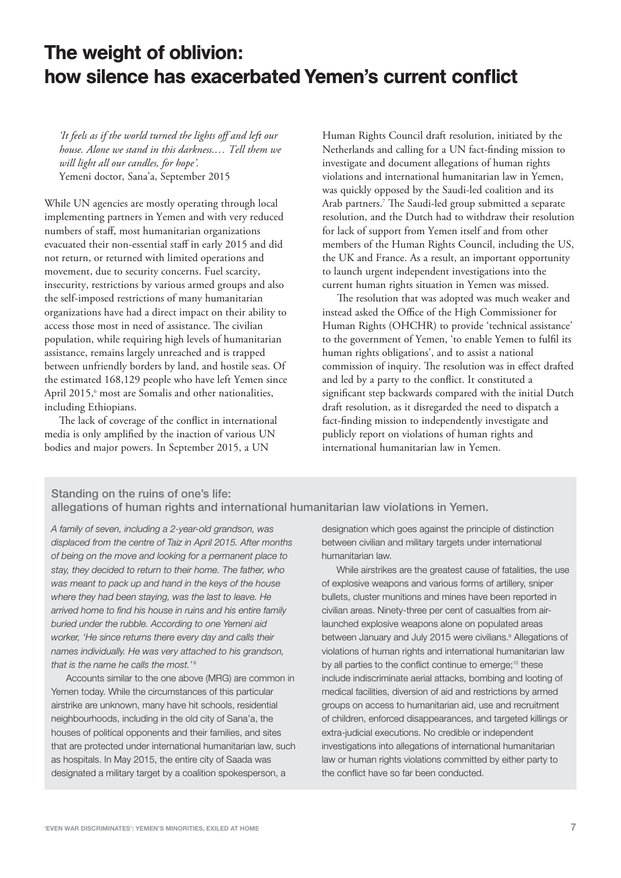# The weight of oblivion: how silence has exacerbated Yemen's current conflict

> *'It feels as if the world turned the lights off and left our house. Alone we stand in this darkness.… Tell them we will light all our candles, for hope'.*
> Yemeni doctor, Sana'a, September 2015

While UN agencies are mostly operating through local implementing partners in Yemen and with very reduced numbers of staff, most humanitarian organizations evacuated their non-essential staff in early 2015 and did not return, or returned with limited operations and movement, due to security concerns. Fuel scarcity, insecurity, restrictions by various armed groups and also the self-imposed restrictions of many humanitarian organizations have had a direct impact on their ability to access those most in need of assistance. The civilian population, while requiring high levels of humanitarian assistance, remains largely unreached and is trapped between unfriendly borders by land, and hostile seas. Of the estimated 168,129 people who have left Yemen since April 2015,[6] most are Somalis and other nationalities, including Ethiopians.

The lack of coverage of the conflict in international media is only amplified by the inaction of various UN bodies and major powers. In September 2015, a UN Human Rights Council draft resolution, initiated by the Netherlands and calling for a UN fact-finding mission to investigate and document allegations of human rights violations and international humanitarian law in Yemen, was quickly opposed by the Saudi-led coalition and its Arab partners.[7] The Saudi-led group submitted a separate resolution, and the Dutch had to withdraw their resolution for lack of support from Yemen itself and from other members of the Human Rights Council, including the US, the UK and France. As a result, an important opportunity to launch urgent independent investigations into the current human rights situation in Yemen was missed.

The resolution that was adopted was much weaker and instead asked the Office of the High Commissioner for Human Rights (OHCHR) to provide 'technical assistance' to the government of Yemen, 'to enable Yemen to fulfil its human rights obligations', and to assist a national commission of inquiry. The resolution was in effect drafted and led by a party to the conflict. It constituted a significant step backwards compared with the initial Dutch draft resolution, as it disregarded the need to dispatch a fact-finding mission to independently investigate and publicly report on violations of human rights and international humanitarian law in Yemen.

### Standing on the ruins of one's life: allegations of human rights and international humanitarian law violations in Yemen.

*A family of seven, including a 2-year-old grandson, was displaced from the centre of Taiz in April 2015. After months of being on the move and looking for a permanent place to stay, they decided to return to their home. The father, who was meant to pack up and hand in the keys of the house where they had been staying, was the last to leave. He arrived home to find his house in ruins and his entire family buried under the rubble. According to one Yemeni aid worker, 'He since returns there every day and calls their names individually. He was very attached to his grandson, that is the name he calls the most.'*[8]

Accounts similar to the one above (MRG) are common in Yemen today. While the circumstances of this particular airstrike are unknown, many have hit schools, residential neighbourhoods, including in the old city of Sana'a, the houses of political opponents and their families, and sites that are protected under international humanitarian law, such as hospitals. In May 2015, the entire city of Saada was designated a military target by a coalition spokesperson, a designation which goes against the principle of distinction between civilian and military targets under international humanitarian law.

While airstrikes are the greatest cause of fatalities, the use of explosive weapons and various forms of artillery, sniper bullets, cluster munitions and mines have been reported in civilian areas. Ninety-three per cent of casualties from air-launched explosive weapons alone on populated areas between January and July 2015 were civilians.[9] Allegations of violations of human rights and international humanitarian law by all parties to the conflict continue to emerge;[10] these include indiscriminate aerial attacks, bombing and looting of medical facilities, diversion of aid and restrictions by armed groups on access to humanitarian aid, use and recruitment of children, enforced disappearances, and targeted killings or extra-judicial executions. No credible or independent investigations into allegations of international humanitarian law or human rights violations committed by either party to the conflict have so far been conducted.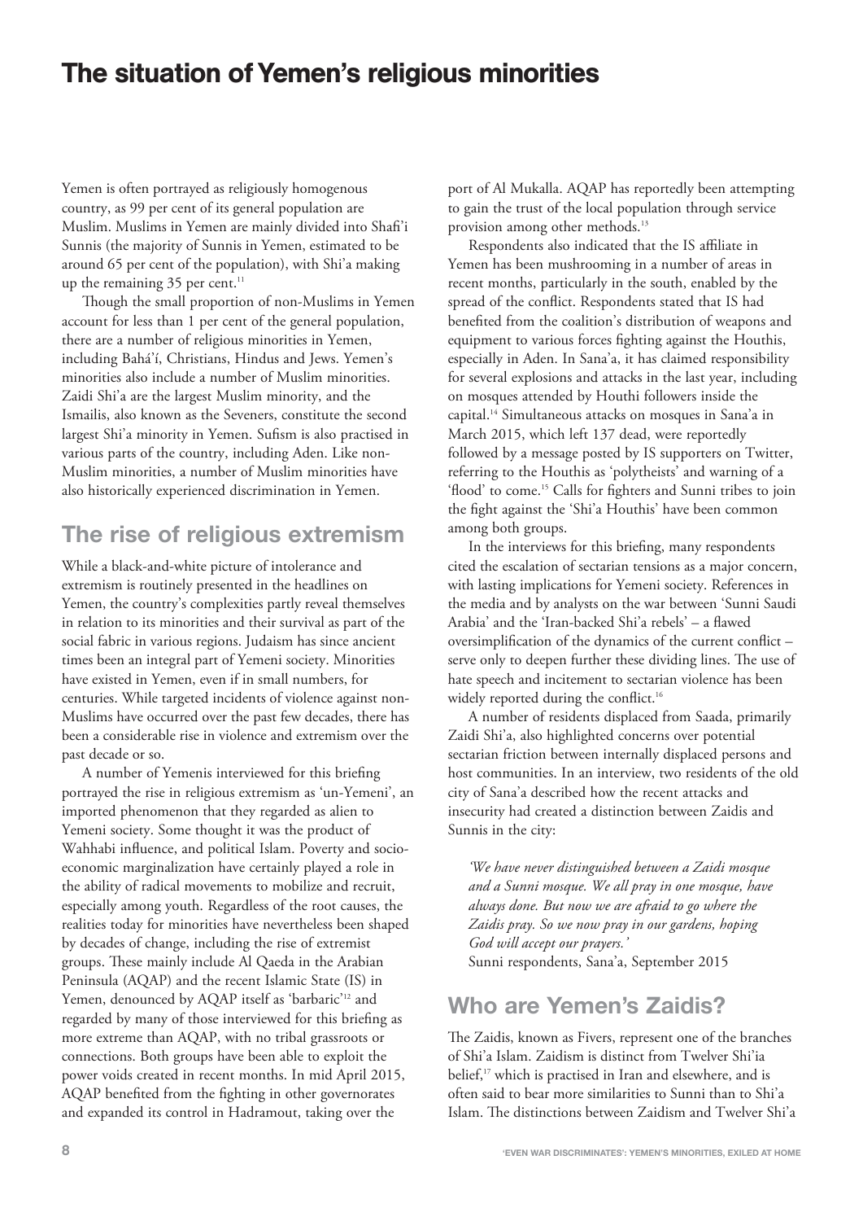# The situation of Yemen's religious minorities

Yemen is often portrayed as religiously homogenous country, as 99 per cent of its general population are Muslim. Muslims in Yemen are mainly divided into Shafi'i Sunnis (the majority of Sunnis in Yemen, estimated to be around 65 per cent of the population), with Shi'a making up the remaining 35 per cent.[11]

Though the small proportion of non-Muslims in Yemen account for less than 1 per cent of the general population, there are a number of religious minorities in Yemen, including Bahá'í, Christians, Hindus and Jews. Yemen's minorities also include a number of Muslim minorities. Zaidi Shi'a are the largest Muslim minority, and the Ismailis, also known as the Seveners, constitute the second largest Shi'a minority in Yemen. Sufism is also practised in various parts of the country, including Aden. Like non-Muslim minorities, a number of Muslim minorities have also historically experienced discrimination in Yemen.

## The rise of religious extremism

While a black-and-white picture of intolerance and extremism is routinely presented in the headlines on Yemen, the country's complexities partly reveal themselves in relation to its minorities and their survival as part of the social fabric in various regions. Judaism has since ancient times been an integral part of Yemeni society. Minorities have existed in Yemen, even if in small numbers, for centuries. While targeted incidents of violence against non-Muslims have occurred over the past few decades, there has been a considerable rise in violence and extremism over the past decade or so.

A number of Yemenis interviewed for this briefing portrayed the rise in religious extremism as 'un-Yemeni', an imported phenomenon that they regarded as alien to Yemeni society. Some thought it was the product of Wahhabi influence, and political Islam. Poverty and socio-economic marginalization have certainly played a role in the ability of radical movements to mobilize and recruit, especially among youth. Regardless of the root causes, the realities today for minorities have nevertheless been shaped by decades of change, including the rise of extremist groups. These mainly include Al Qaeda in the Arabian Peninsula (AQAP) and the recent Islamic State (IS) in Yemen, denounced by AQAP itself as 'barbaric'[12] and regarded by many of those interviewed for this briefing as more extreme than AQAP, with no tribal grassroots or connections. Both groups have been able to exploit the power voids created in recent months. In mid April 2015, AQAP benefited from the fighting in other governorates and expanded its control in Hadramout, taking over the port of Al Mukalla. AQAP has reportedly been attempting to gain the trust of the local population through service provision among other methods.[13]

Respondents also indicated that the IS affiliate in Yemen has been mushrooming in a number of areas in recent months, particularly in the south, enabled by the spread of the conflict. Respondents stated that IS had benefited from the coalition's distribution of weapons and equipment to various forces fighting against the Houthis, especially in Aden. In Sana'a, it has claimed responsibility for several explosions and attacks in the last year, including on mosques attended by Houthi followers inside the capital.[14] Simultaneous attacks on mosques in Sana'a in March 2015, which left 137 dead, were reportedly followed by a message posted by IS supporters on Twitter, referring to the Houthis as 'polytheists' and warning of a 'flood' to come.[15] Calls for fighters and Sunni tribes to join the fight against the 'Shi'a Houthis' have been common among both groups.

In the interviews for this briefing, many respondents cited the escalation of sectarian tensions as a major concern, with lasting implications for Yemeni society. References in the media and by analysts on the war between 'Sunni Saudi Arabia' and the 'Iran-backed Shi'a rebels' – a flawed oversimplification of the dynamics of the current conflict – serve only to deepen further these dividing lines. The use of hate speech and incitement to sectarian violence has been widely reported during the conflict.[16]

A number of residents displaced from Saada, primarily Zaidi Shi'a, also highlighted concerns over potential sectarian friction between internally displaced persons and host communities. In an interview, two residents of the old city of Sana'a described how the recent attacks and insecurity had created a distinction between Zaidis and Sunnis in the city:

> *'We have never distinguished between a Zaidi mosque and a Sunni mosque. We all pray in one mosque, have always done. But now we are afraid to go where the Zaidis pray. So we now pray in our gardens, hoping God will accept our prayers.'*
> Sunni respondents, Sana'a, September 2015

## Who are Yemen's Zaidis?

The Zaidis, known as Fivers, represent one of the branches of Shi'a Islam. Zaidism is distinct from Twelver Shi'ia belief,[17] which is practised in Iran and elsewhere, and is often said to bear more similarities to Sunni than to Shi'a Islam. The distinctions between Zaidism and Twelver Shi'a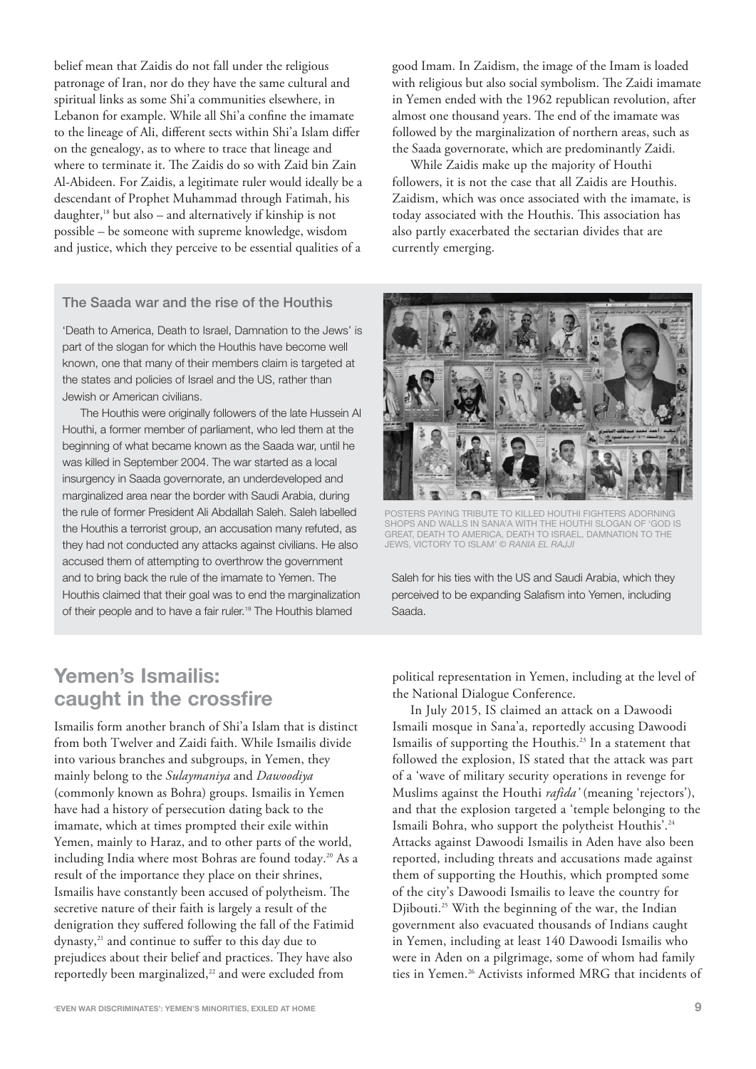belief mean that Zaidis do not fall under the religious patronage of Iran, nor do they have the same cultural and spiritual links as some Shi'a communities elsewhere, in Lebanon for example. While all Shi'a confine the imamate to the lineage of Ali, different sects within Shi'a Islam differ on the genealogy, as to where to trace that lineage and where to terminate it. The Zaidis do so with Zaid bin Zain Al-Abideen. For Zaidis, a legitimate ruler would ideally be a descendant of Prophet Muhammad through Fatimah, his daughter,[18] but also – and alternatively if kinship is not possible – be someone with supreme knowledge, wisdom and justice, which they perceive to be essential qualities of a good Imam. In Zaidism, the image of the Imam is loaded with religious but also social symbolism. The Zaidi imamate in Yemen ended with the 1962 republican revolution, after almost one thousand years. The end of the imamate was followed by the marginalization of northern areas, such as the Saada governorate, which are predominantly Zaidi.

While Zaidis make up the majority of Houthi followers, it is not the case that all Zaidis are Houthis. Zaidism, which was once associated with the imamate, is today associated with the Houthis. This association has also partly exacerbated the sectarian divides that are currently emerging.

### The Saada war and the rise of the Houthis

'Death to America, Death to Israel, Damnation to the Jews' is part of the slogan for which the Houthis have become well known, one that many of their members claim is targeted at the states and policies of Israel and the US, rather than Jewish or American civilians.

The Houthis were originally followers of the late Hussein Al Houthi, a former member of parliament, who led them at the beginning of what became known as the Saada war, until he was killed in September 2004. The war started as a local insurgency in Saada governorate, an underdeveloped and marginalized area near the border with Saudi Arabia, during the rule of former President Ali Abdallah Saleh. Saleh labelled the Houthis a terrorist group, an accusation many refuted, as they had not conducted any attacks against civilians. He also accused them of attempting to overthrow the government and to bring back the rule of the imamate to Yemen. The Houthis claimed that their goal was to end the marginalization of their people and to have a fair ruler.[19] The Houthis blamed Saleh for his ties with the US and Saudi Arabia, which they perceived to be expanding Salafism into Yemen, including Saada.

POSTERS PAYING TRIBUTE TO KILLED HOUTHI FIGHTERS ADORNING SHOPS AND WALLS IN SANA'A WITH THE HOUTHI SLOGAN OF 'GOD IS GREAT, DEATH TO AMERICA, DEATH TO ISRAEL, DAMNATION TO THE JEWS, VICTORY TO ISLAM' © *RANIA EL RAJJI*

## Yemen's Ismailis: caught in the crossfire

Ismailis form another branch of Shi'a Islam that is distinct from both Twelver and Zaidi faith. While Ismailis divide into various branches and subgroups, in Yemen, they mainly belong to the *Sulaymaniya* and *Dawoodiya* (commonly known as Bohra) groups. Ismailis in Yemen have had a history of persecution dating back to the imamate, which at times prompted their exile within Yemen, mainly to Haraz, and to other parts of the world, including India where most Bohras are found today.[20] As a result of the importance they place on their shrines, Ismailis have constantly been accused of polytheism. The secretive nature of their faith is largely a result of the denigration they suffered following the fall of the Fatimid dynasty,[21] and continue to suffer to this day due to prejudices about their belief and practices. They have also reportedly been marginalized,[22] and were excluded from political representation in Yemen, including at the level of the National Dialogue Conference.

In July 2015, IS claimed an attack on a Dawoodi Ismaili mosque in Sana'a, reportedly accusing Dawoodi Ismailis of supporting the Houthis.[23] In a statement that followed the explosion, IS stated that the attack was part of a 'wave of military security operations in revenge for Muslims against the Houthi *rafida'* (meaning 'rejectors'), and that the explosion targeted a 'temple belonging to the Ismaili Bohra, who support the polytheist Houthis'.[24] Attacks against Dawoodi Ismailis in Aden have also been reported, including threats and accusations made against them of supporting the Houthis, which prompted some of the city's Dawoodi Ismailis to leave the country for Djibouti.[25] With the beginning of the war, the Indian government also evacuated thousands of Indians caught in Yemen, including at least 140 Dawoodi Ismailis who were in Aden on a pilgrimage, some of whom had family ties in Yemen.[26] Activists informed MRG that incidents of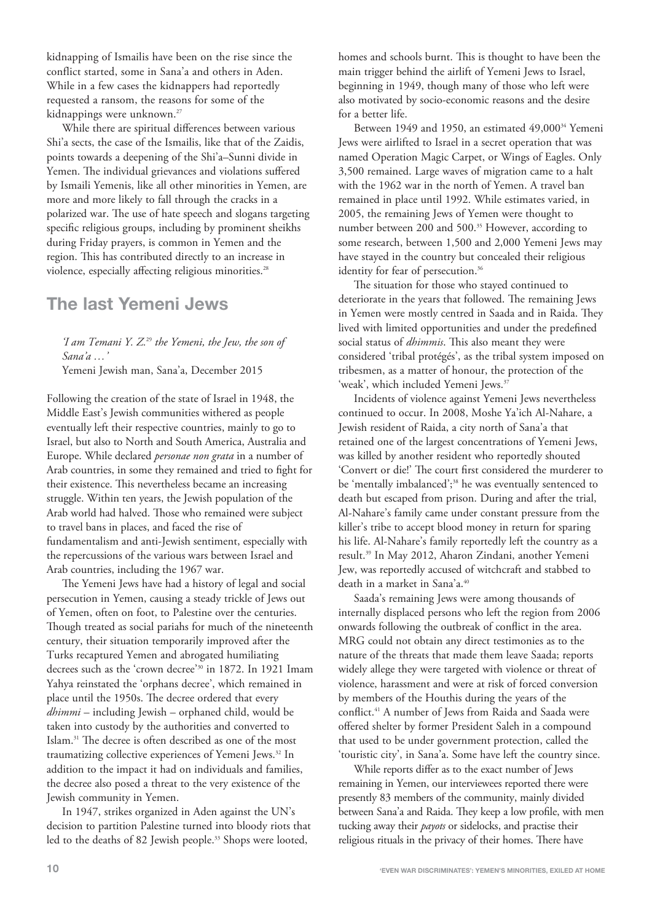kidnapping of Ismailis have been on the rise since the conflict started, some in Sana'a and others in Aden. While in a few cases the kidnappers had reportedly requested a ransom, the reasons for some of the kidnappings were unknown.[27]

While there are spiritual differences between various Shi'a sects, the case of the Ismailis, like that of the Zaidis, points towards a deepening of the Shi'a–Sunni divide in Yemen. The individual grievances and violations suffered by Ismaili Yemenis, like all other minorities in Yemen, are more and more likely to fall through the cracks in a polarized war. The use of hate speech and slogans targeting specific religious groups, including by prominent sheikhs during Friday prayers, is common in Yemen and the region. This has contributed directly to an increase in violence, especially affecting religious minorities.[28]

## The last Yemeni Jews

*'I am Temani Y. Z.[29] the Yemeni, the Jew, the son of Sana'a …'*
Yemeni Jewish man, Sana'a, December 2015

Following the creation of the state of Israel in 1948, the Middle East's Jewish communities withered as people eventually left their respective countries, mainly to go to Israel, but also to North and South America, Australia and Europe. While declared *personae non grata* in a number of Arab countries, in some they remained and tried to fight for their existence. This nevertheless became an increasing struggle. Within ten years, the Jewish population of the Arab world had halved. Those who remained were subject to travel bans in places, and faced the rise of fundamentalism and anti-Jewish sentiment, especially with the repercussions of the various wars between Israel and Arab countries, including the 1967 war.

The Yemeni Jews have had a history of legal and social persecution in Yemen, causing a steady trickle of Jews out of Yemen, often on foot, to Palestine over the centuries. Though treated as social pariahs for much of the nineteenth century, their situation temporarily improved after the Turks recaptured Yemen and abrogated humiliating decrees such as the 'crown decree'[30] in 1872. In 1921 Imam Yahya reinstated the 'orphans decree', which remained in place until the 1950s. The decree ordered that every *dhimmi* – including Jewish – orphaned child, would be taken into custody by the authorities and converted to Islam.[31] The decree is often described as one of the most traumatizing collective experiences of Yemeni Jews.[32] In addition to the impact it had on individuals and families, the decree also posed a threat to the very existence of the Jewish community in Yemen.

In 1947, strikes organized in Aden against the UN's decision to partition Palestine turned into bloody riots that led to the deaths of 82 Jewish people.[33] Shops were looted, homes and schools burnt. This is thought to have been the main trigger behind the airlift of Yemeni Jews to Israel, beginning in 1949, though many of those who left were also motivated by socio-economic reasons and the desire for a better life.

Between 1949 and 1950, an estimated 49,000[34] Yemeni Jews were airlifted to Israel in a secret operation that was named Operation Magic Carpet, or Wings of Eagles. Only 3,500 remained. Large waves of migration came to a halt with the 1962 war in the north of Yemen. A travel ban remained in place until 1992. While estimates varied, in 2005, the remaining Jews of Yemen were thought to number between 200 and 500.[35] However, according to some research, between 1,500 and 2,000 Yemeni Jews may have stayed in the country but concealed their religious identity for fear of persecution.[36]

The situation for those who stayed continued to deteriorate in the years that followed. The remaining Jews in Yemen were mostly centred in Saada and in Raida. They lived with limited opportunities and under the predefined social status of *dhimmis*. This also meant they were considered 'tribal protégés', as the tribal system imposed on tribesmen, as a matter of honour, the protection of the 'weak', which included Yemeni Jews.[37]

Incidents of violence against Yemeni Jews nevertheless continued to occur. In 2008, Moshe Ya'ich Al-Nahare, a Jewish resident of Raida, a city north of Sana'a that retained one of the largest concentrations of Yemeni Jews, was killed by another resident who reportedly shouted 'Convert or die!' The court first considered the murderer to be 'mentally imbalanced';[38] he was eventually sentenced to death but escaped from prison. During and after the trial, Al-Nahare's family came under constant pressure from the killer's tribe to accept blood money in return for sparing his life. Al-Nahare's family reportedly left the country as a result.[39] In May 2012, Aharon Zindani, another Yemeni Jew, was reportedly accused of witchcraft and stabbed to death in a market in Sana'a.[40]

Saada's remaining Jews were among thousands of internally displaced persons who left the region from 2006 onwards following the outbreak of conflict in the area. MRG could not obtain any direct testimonies as to the nature of the threats that made them leave Saada; reports widely allege they were targeted with violence or threat of violence, harassment and were at risk of forced conversion by members of the Houthis during the years of the conflict.[41] A number of Jews from Raida and Saada were offered shelter by former President Saleh in a compound that used to be under government protection, called the 'touristic city', in Sana'a. Some have left the country since.

While reports differ as to the exact number of Jews remaining in Yemen, our interviewees reported there were presently 83 members of the community, mainly divided between Sana'a and Raida. They keep a low profile, with men tucking away their *payots* or sidelocks, and practise their religious rituals in the privacy of their homes. There have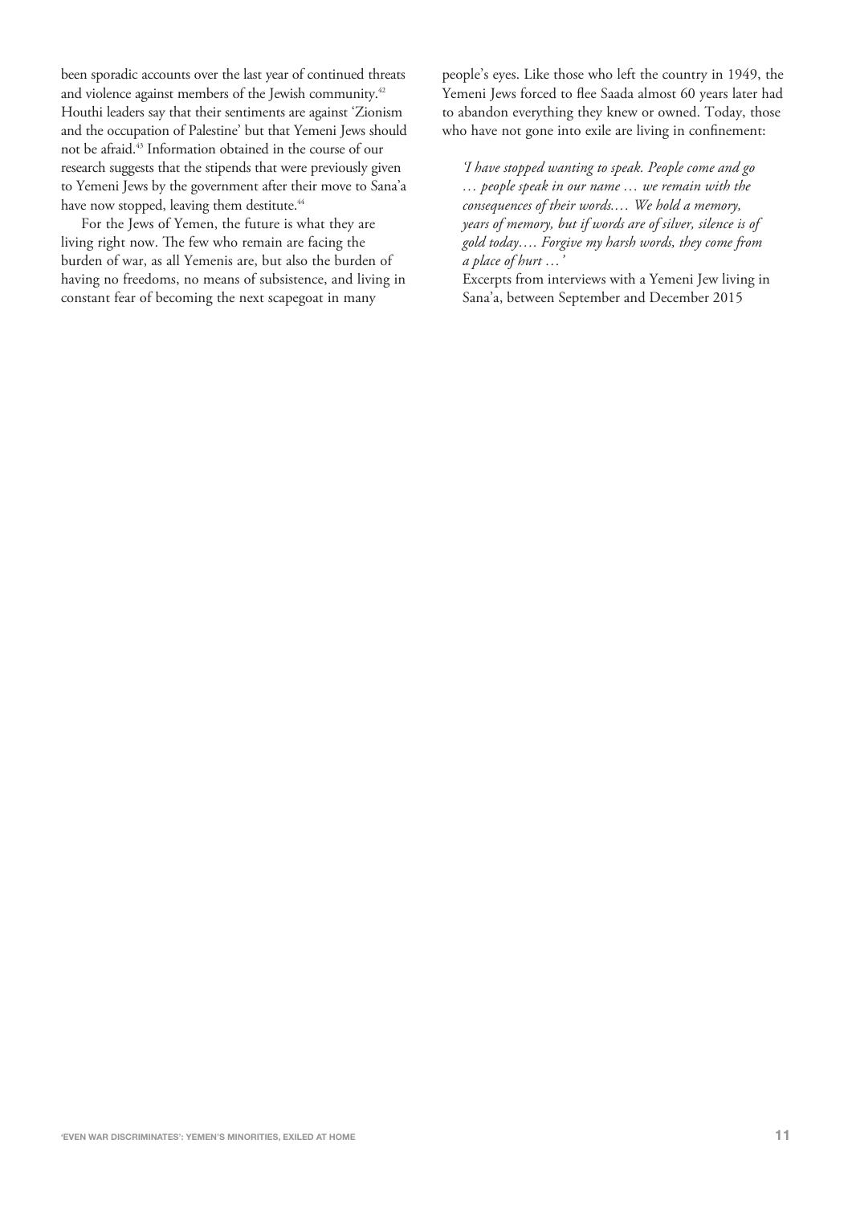been sporadic accounts over the last year of continued threats and violence against members of the Jewish community.[42] Houthi leaders say that their sentiments are against 'Zionism and the occupation of Palestine' but that Yemeni Jews should not be afraid.[43] Information obtained in the course of our research suggests that the stipends that were previously given to Yemeni Jews by the government after their move to Sana'a have now stopped, leaving them destitute.[44]

For the Jews of Yemen, the future is what they are living right now. The few who remain are facing the burden of war, as all Yemenis are, but also the burden of having no freedoms, no means of subsistence, and living in constant fear of becoming the next scapegoat in many people's eyes. Like those who left the country in 1949, the Yemeni Jews forced to flee Saada almost 60 years later had to abandon everything they knew or owned. Today, those who have not gone into exile are living in confinement:

> *'I have stopped wanting to speak. People come and go … people speak in our name … we remain with the consequences of their words.… We hold a memory, years of memory, but if words are of silver, silence is of gold today.… Forgive my harsh words, they come from a place of hurt …'*
>
> Excerpts from interviews with a Yemeni Jew living in Sana'a, between September and December 2015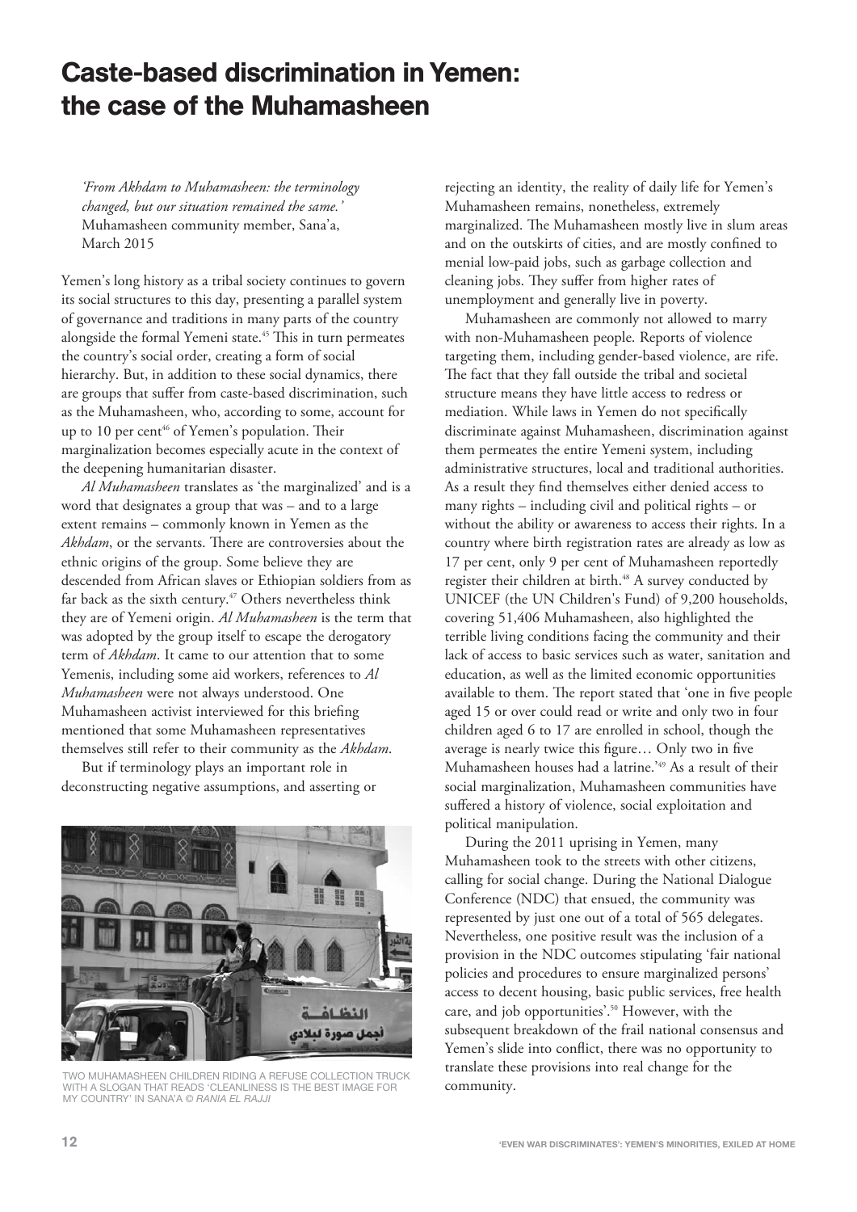# Caste-based discrimination in Yemen: the case of the Muhamasheen

*'From Akhdam to Muhamasheen: the terminology changed, but our situation remained the same.'*
Muhamasheen community member, Sana'a, March 2015

Yemen's long history as a tribal society continues to govern its social structures to this day, presenting a parallel system of governance and traditions in many parts of the country alongside the formal Yemeni state.[45] This in turn permeates the country's social order, creating a form of social hierarchy. But, in addition to these social dynamics, there are groups that suffer from caste-based discrimination, such as the Muhamasheen, who, according to some, account for up to 10 per cent[46] of Yemen's population. Their marginalization becomes especially acute in the context of the deepening humanitarian disaster.

*Al Muhamasheen* translates as 'the marginalized' and is a word that designates a group that was – and to a large extent remains – commonly known in Yemen as the *Akhdam*, or the servants. There are controversies about the ethnic origins of the group. Some believe they are descended from African slaves or Ethiopian soldiers from as far back as the sixth century.[47] Others nevertheless think they are of Yemeni origin. *Al Muhamasheen* is the term that was adopted by the group itself to escape the derogatory term of *Akhdam*. It came to our attention that to some Yemenis, including some aid workers, references to *Al Muhamasheen* were not always understood. One Muhamasheen activist interviewed for this briefing mentioned that some Muhamasheen representatives themselves still refer to their community as the *Akhdam*.

But if terminology plays an important role in deconstructing negative assumptions, and asserting or rejecting an identity, the reality of daily life for Yemen's Muhamasheen remains, nonetheless, extremely marginalized. The Muhamasheen mostly live in slum areas and on the outskirts of cities, and are mostly confined to menial low-paid jobs, such as garbage collection and cleaning jobs. They suffer from higher rates of unemployment and generally live in poverty.

TWO MUHAMASHEEN CHILDREN RIDING A REFUSE COLLECTION TRUCK WITH A SLOGAN THAT READS 'CLEANLINESS IS THE BEST IMAGE FOR MY COUNTRY' IN SANA'A © *RANIA EL RAJJI*

Muhamasheen are commonly not allowed to marry with non-Muhamasheen people. Reports of violence targeting them, including gender-based violence, are rife. The fact that they fall outside the tribal and societal structure means they have little access to redress or mediation. While laws in Yemen do not specifically discriminate against Muhamasheen, discrimination against them permeates the entire Yemeni system, including administrative structures, local and traditional authorities. As a result they find themselves either denied access to many rights – including civil and political rights – or without the ability or awareness to access their rights. In a country where birth registration rates are already as low as 17 per cent, only 9 per cent of Muhamasheen reportedly register their children at birth.[48] A survey conducted by UNICEF (the UN Children's Fund) of 9,200 households, covering 51,406 Muhamasheen, also highlighted the terrible living conditions facing the community and their lack of access to basic services such as water, sanitation and education, as well as the limited economic opportunities available to them. The report stated that 'one in five people aged 15 or over could read or write and only two in four children aged 6 to 17 are enrolled in school, though the average is nearly twice this figure… Only two in five Muhamasheen houses had a latrine.'[49] As a result of their social marginalization, Muhamasheen communities have suffered a history of violence, social exploitation and political manipulation.

During the 2011 uprising in Yemen, many Muhamasheen took to the streets with other citizens, calling for social change. During the National Dialogue Conference (NDC) that ensued, the community was represented by just one out of a total of 565 delegates. Nevertheless, one positive result was the inclusion of a provision in the NDC outcomes stipulating 'fair national policies and procedures to ensure marginalized persons' access to decent housing, basic public services, free health care, and job opportunities'.[50] However, with the subsequent breakdown of the frail national consensus and Yemen's slide into conflict, there was no opportunity to translate these provisions into real change for the community.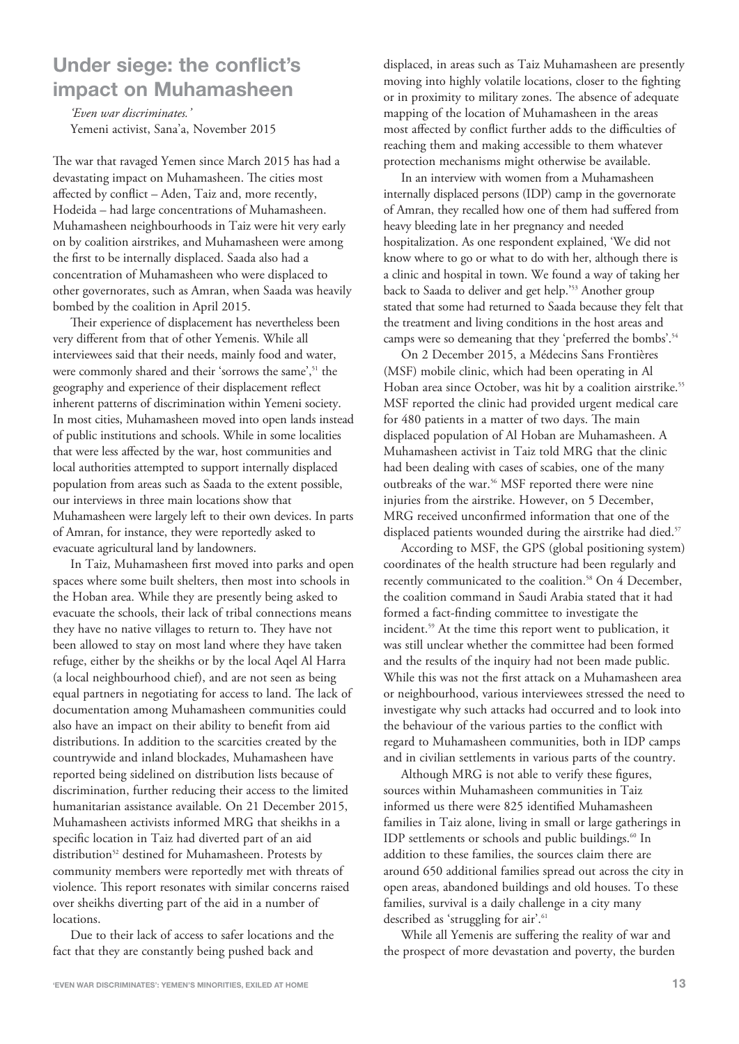## Under siege: the conflict's impact on Muhamasheen

*'Even war discriminates.'*
Yemeni activist, Sana'a, November 2015

The war that ravaged Yemen since March 2015 has had a devastating impact on Muhamasheen. The cities most affected by conflict – Aden, Taiz and, more recently, Hodeida – had large concentrations of Muhamasheen. Muhamasheen neighbourhoods in Taiz were hit very early on by coalition airstrikes, and Muhamasheen were among the first to be internally displaced. Saada also had a concentration of Muhamasheen who were displaced to other governorates, such as Amran, when Saada was heavily bombed by the coalition in April 2015.

Their experience of displacement has nevertheless been very different from that of other Yemenis. While all interviewees said that their needs, mainly food and water, were commonly shared and their 'sorrows the same',[51] the geography and experience of their displacement reflect inherent patterns of discrimination within Yemeni society. In most cities, Muhamasheen moved into open lands instead of public institutions and schools. While in some localities that were less affected by the war, host communities and local authorities attempted to support internally displaced population from areas such as Saada to the extent possible, our interviews in three main locations show that Muhamasheen were largely left to their own devices. In parts of Amran, for instance, they were reportedly asked to evacuate agricultural land by landowners.

In Taiz, Muhamasheen first moved into parks and open spaces where some built shelters, then most into schools in the Hoban area. While they are presently being asked to evacuate the schools, their lack of tribal connections means they have no native villages to return to. They have not been allowed to stay on most land where they have taken refuge, either by the sheikhs or by the local Aqel Al Harra (a local neighbourhood chief), and are not seen as being equal partners in negotiating for access to land. The lack of documentation among Muhamasheen communities could also have an impact on their ability to benefit from aid distributions. In addition to the scarcities created by the countrywide and inland blockades, Muhamasheen have reported being sidelined on distribution lists because of discrimination, further reducing their access to the limited humanitarian assistance available. On 21 December 2015, Muhamasheen activists informed MRG that sheikhs in a specific location in Taiz had diverted part of an aid distribution[52] destined for Muhamasheen. Protests by community members were reportedly met with threats of violence. This report resonates with similar concerns raised over sheikhs diverting part of the aid in a number of locations.

Due to their lack of access to safer locations and the fact that they are constantly being pushed back and displaced, in areas such as Taiz Muhamasheen are presently moving into highly volatile locations, closer to the fighting or in proximity to military zones. The absence of adequate mapping of the location of Muhamasheen in the areas most affected by conflict further adds to the difficulties of reaching them and making accessible to them whatever protection mechanisms might otherwise be available.

In an interview with women from a Muhamasheen internally displaced persons (IDP) camp in the governorate of Amran, they recalled how one of them had suffered from heavy bleeding late in her pregnancy and needed hospitalization. As one respondent explained, 'We did not know where to go or what to do with her, although there is a clinic and hospital in town. We found a way of taking her back to Saada to deliver and get help.'[53] Another group stated that some had returned to Saada because they felt that the treatment and living conditions in the host areas and camps were so demeaning that they 'preferred the bombs'.[54]

On 2 December 2015, a Médecins Sans Frontières (MSF) mobile clinic, which had been operating in Al Hoban area since October, was hit by a coalition airstrike.[55] MSF reported the clinic had provided urgent medical care for 480 patients in a matter of two days. The main displaced population of Al Hoban are Muhamasheen. A Muhamasheen activist in Taiz told MRG that the clinic had been dealing with cases of scabies, one of the many outbreaks of the war.[56] MSF reported there were nine injuries from the airstrike. However, on 5 December, MRG received unconfirmed information that one of the displaced patients wounded during the airstrike had died.[57]

According to MSF, the GPS (global positioning system) coordinates of the health structure had been regularly and recently communicated to the coalition.[58] On 4 December, the coalition command in Saudi Arabia stated that it had formed a fact-finding committee to investigate the incident.[59] At the time this report went to publication, it was still unclear whether the committee had been formed and the results of the inquiry had not been made public. While this was not the first attack on a Muhamasheen area or neighbourhood, various interviewees stressed the need to investigate why such attacks had occurred and to look into the behaviour of the various parties to the conflict with regard to Muhamasheen communities, both in IDP camps and in civilian settlements in various parts of the country.

Although MRG is not able to verify these figures, sources within Muhamasheen communities in Taiz informed us there were 825 identified Muhamasheen families in Taiz alone, living in small or large gatherings in IDP settlements or schools and public buildings.[60] In addition to these families, the sources claim there are around 650 additional families spread out across the city in open areas, abandoned buildings and old houses. To these families, survival is a daily challenge in a city many described as 'struggling for air'.[61]

While all Yemenis are suffering the reality of war and the prospect of more devastation and poverty, the burden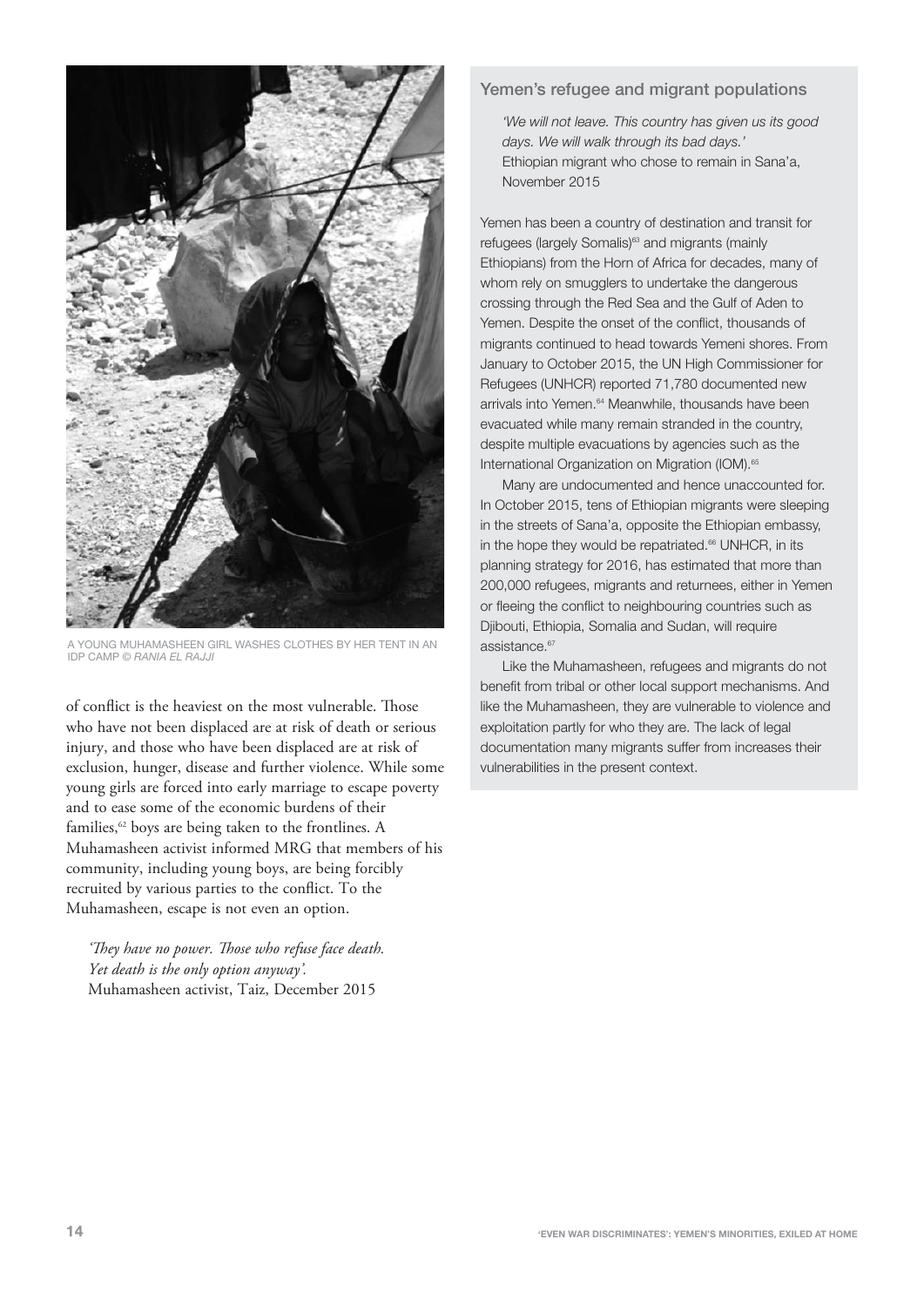A YOUNG MUHAMASHEEN GIRL WASHES CLOTHES BY HER TENT IN AN IDP CAMP © *RANIA EL RAJJI*

of conflict is the heaviest on the most vulnerable. Those who have not been displaced are at risk of death or serious injury, and those who have been displaced are at risk of exclusion, hunger, disease and further violence. While some young girls are forced into early marriage to escape poverty and to ease some of the economic burdens of their families,[62] boys are being taken to the frontlines. A Muhamasheen activist informed MRG that members of his community, including young boys, are being forcibly recruited by various parties to the conflict. To the Muhamasheen, escape is not even an option.

> *'They have no power. Those who refuse face death. Yet death is the only option anyway'.*
> Muhamasheen activist, Taiz, December 2015

### Yemen's refugee and migrant populations

> *'We will not leave. This country has given us its good days. We will walk through its bad days.'*
> Ethiopian migrant who chose to remain in Sana'a, November 2015

Yemen has been a country of destination and transit for refugees (largely Somalis)[63] and migrants (mainly Ethiopians) from the Horn of Africa for decades, many of whom rely on smugglers to undertake the dangerous crossing through the Red Sea and the Gulf of Aden to Yemen. Despite the onset of the conflict, thousands of migrants continued to head towards Yemeni shores. From January to October 2015, the UN High Commissioner for Refugees (UNHCR) reported 71,780 documented new arrivals into Yemen.[64] Meanwhile, thousands have been evacuated while many remain stranded in the country, despite multiple evacuations by agencies such as the International Organization on Migration (IOM).[65]

Many are undocumented and hence unaccounted for. In October 2015, tens of Ethiopian migrants were sleeping in the streets of Sana'a, opposite the Ethiopian embassy, in the hope they would be repatriated.[66] UNHCR, in its planning strategy for 2016, has estimated that more than 200,000 refugees, migrants and returnees, either in Yemen or fleeing the conflict to neighbouring countries such as Djibouti, Ethiopia, Somalia and Sudan, will require assistance.[67]

Like the Muhamasheen, refugees and migrants do not benefit from tribal or other local support mechanisms. And like the Muhamasheen, they are vulnerable to violence and exploitation partly for who they are. The lack of legal documentation many migrants suffer from increases their vulnerabilities in the present context.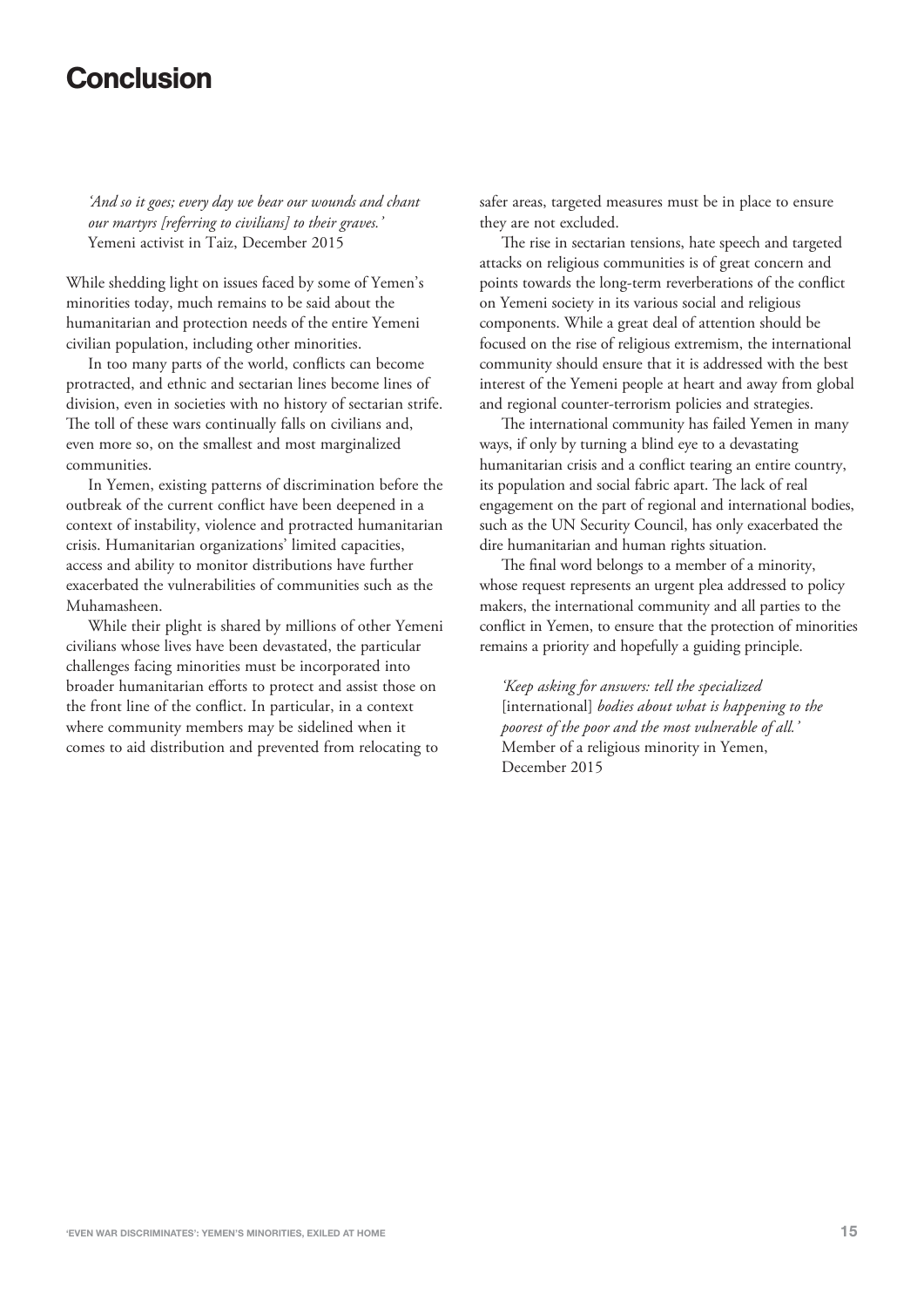# Conclusion

*'And so it goes; every day we bear our wounds and chant our martyrs [referring to civilians] to their graves.'*
Yemeni activist in Taiz, December 2015

While shedding light on issues faced by some of Yemen's minorities today, much remains to be said about the humanitarian and protection needs of the entire Yemeni civilian population, including other minorities.

In too many parts of the world, conflicts can become protracted, and ethnic and sectarian lines become lines of division, even in societies with no history of sectarian strife. The toll of these wars continually falls on civilians and, even more so, on the smallest and most marginalized communities.

In Yemen, existing patterns of discrimination before the outbreak of the current conflict have been deepened in a context of instability, violence and protracted humanitarian crisis. Humanitarian organizations' limited capacities, access and ability to monitor distributions have further exacerbated the vulnerabilities of communities such as the Muhamasheen.

While their plight is shared by millions of other Yemeni civilians whose lives have been devastated, the particular challenges facing minorities must be incorporated into broader humanitarian efforts to protect and assist those on the front line of the conflict. In particular, in a context where community members may be sidelined when it comes to aid distribution and prevented from relocating to safer areas, targeted measures must be in place to ensure they are not excluded.

The rise in sectarian tensions, hate speech and targeted attacks on religious communities is of great concern and points towards the long-term reverberations of the conflict on Yemeni society in its various social and religious components. While a great deal of attention should be focused on the rise of religious extremism, the international community should ensure that it is addressed with the best interest of the Yemeni people at heart and away from global and regional counter-terrorism policies and strategies.

The international community has failed Yemen in many ways, if only by turning a blind eye to a devastating humanitarian crisis and a conflict tearing an entire country, its population and social fabric apart. The lack of real engagement on the part of regional and international bodies, such as the UN Security Council, has only exacerbated the dire humanitarian and human rights situation.

The final word belongs to a member of a minority, whose request represents an urgent plea addressed to policy makers, the international community and all parties to the conflict in Yemen, to ensure that the protection of minorities remains a priority and hopefully a guiding principle.

*'Keep asking for answers: tell the specialized* [international] *bodies about what is happening to the poorest of the poor and the most vulnerable of all.'*
Member of a religious minority in Yemen, December 2015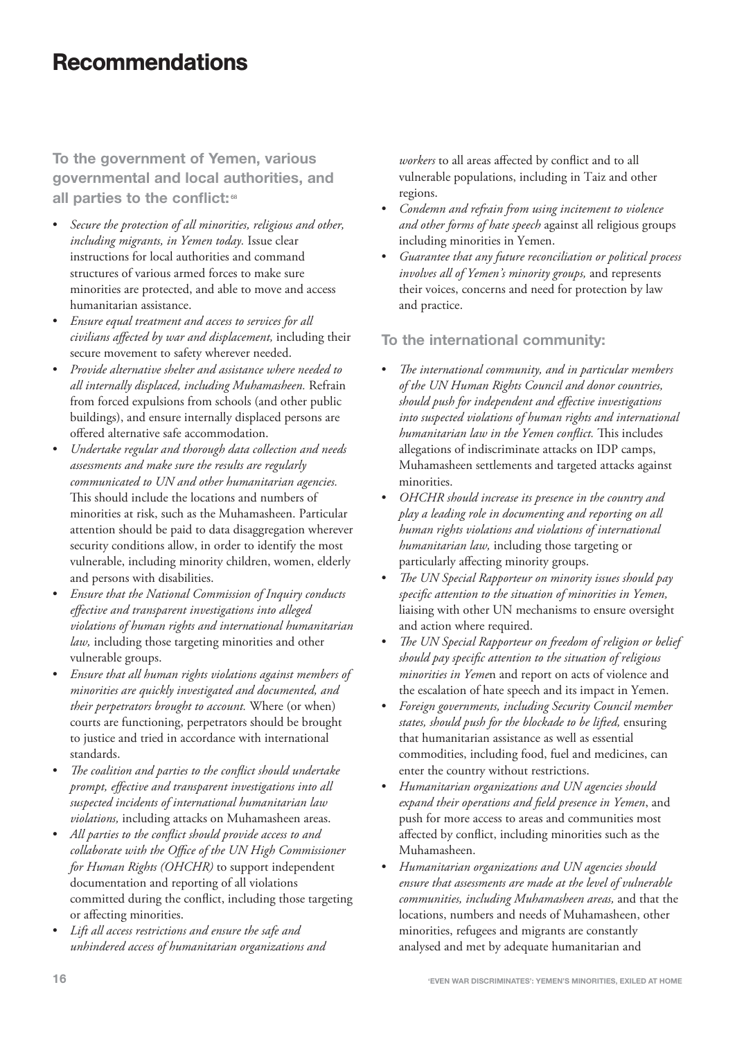# Recommendations

### To the government of Yemen, various governmental and local authorities, and all parties to the conflict:[68]

- *Secure the protection of all minorities, religious and other, including migrants, in Yemen today.* Issue clear instructions for local authorities and command structures of various armed forces to make sure minorities are protected, and able to move and access humanitarian assistance.
- *Ensure equal treatment and access to services for all civilians affected by war and displacement,* including their secure movement to safety wherever needed.
- *Provide alternative shelter and assistance where needed to all internally displaced, including Muhamasheen.* Refrain from forced expulsions from schools (and other public buildings), and ensure internally displaced persons are offered alternative safe accommodation.
- *Undertake regular and thorough data collection and needs assessments and make sure the results are regularly communicated to UN and other humanitarian agencies.* This should include the locations and numbers of minorities at risk, such as the Muhamasheen. Particular attention should be paid to data disaggregation wherever security conditions allow, in order to identify the most vulnerable, including minority children, women, elderly and persons with disabilities.
- *Ensure that the National Commission of Inquiry conducts effective and transparent investigations into alleged violations of human rights and international humanitarian law,* including those targeting minorities and other vulnerable groups.
- *Ensure that all human rights violations against members of minorities are quickly investigated and documented, and their perpetrators brought to account.* Where (or when) courts are functioning, perpetrators should be brought to justice and tried in accordance with international standards.
- *The coalition and parties to the conflict should undertake prompt, effective and transparent investigations into all suspected incidents of international humanitarian law violations,* including attacks on Muhamasheen areas.
- *All parties to the conflict should provide access to and collaborate with the Office of the UN High Commissioner for Human Rights (OHCHR)* to support independent documentation and reporting of all violations committed during the conflict, including those targeting or affecting minorities.
- *Lift all access restrictions and ensure the safe and unhindered access of humanitarian organizations and workers* to all areas affected by conflict and to all vulnerable populations, including in Taiz and other regions.
- *Condemn and refrain from using incitement to violence and other forms of hate speech* against all religious groups including minorities in Yemen.
- *Guarantee that any future reconciliation or political process involves all of Yemen's minority groups,* and represents their voices, concerns and need for protection by law and practice.

### To the international community:

- *The international community, and in particular members of the UN Human Rights Council and donor countries, should push for independent and effective investigations into suspected violations of human rights and international humanitarian law in the Yemen conflict.* This includes allegations of indiscriminate attacks on IDP camps, Muhamasheen settlements and targeted attacks against minorities.
- *OHCHR should increase its presence in the country and play a leading role in documenting and reporting on all human rights violations and violations of international humanitarian law,* including those targeting or particularly affecting minority groups.
- *The UN Special Rapporteur on minority issues should pay specific attention to the situation of minorities in Yemen,* liaising with other UN mechanisms to ensure oversight and action where required.
- *The UN Special Rapporteur on freedom of religion or belief should pay specific attention to the situation of religious minorities in Yeme*n and report on acts of violence and the escalation of hate speech and its impact in Yemen.
- *Foreign governments, including Security Council member states, should push for the blockade to be lifted,* ensuring that humanitarian assistance as well as essential commodities, including food, fuel and medicines, can enter the country without restrictions.
- *Humanitarian organizations and UN agencies should expand their operations and field presence in Yemen*, and push for more access to areas and communities most affected by conflict, including minorities such as the Muhamasheen.
- *Humanitarian organizations and UN agencies should ensure that assessments are made at the level of vulnerable communities, including Muhamasheen areas,* and that the locations, numbers and needs of Muhamasheen, other minorities, refugees and migrants are constantly analysed and met by adequate humanitarian and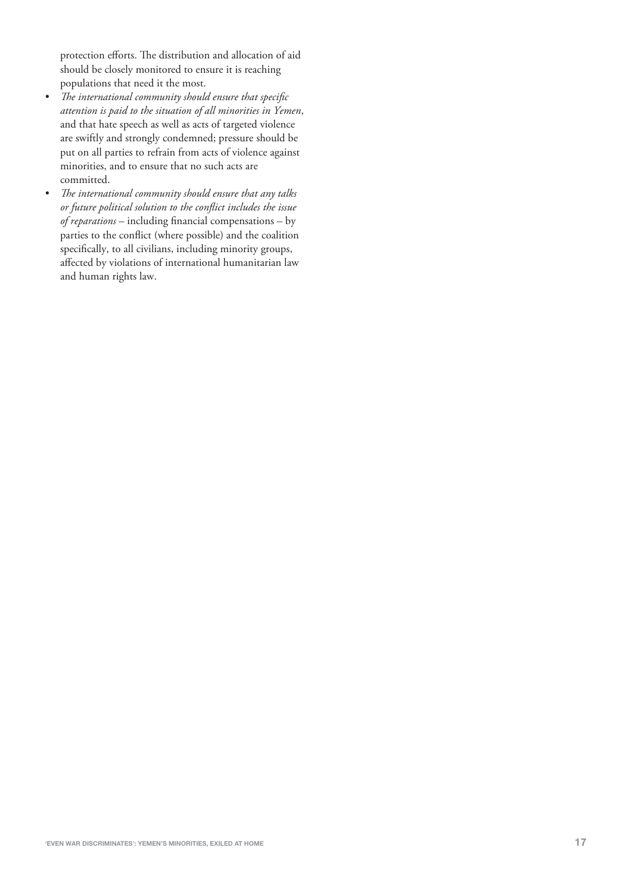protection efforts. The distribution and allocation of aid should be closely monitored to ensure it is reaching populations that need it the most.

- *The international community should ensure that specific attention is paid to the situation of all minorities in Yemen*, and that hate speech as well as acts of targeted violence are swiftly and strongly condemned; pressure should be put on all parties to refrain from acts of violence against minorities, and to ensure that no such acts are committed.
- *The international community should ensure that any talks or future political solution to the conflict includes the issue of reparations* – including financial compensations – by parties to the conflict (where possible) and the coalition specifically, to all civilians, including minority groups, affected by violations of international humanitarian law and human rights law.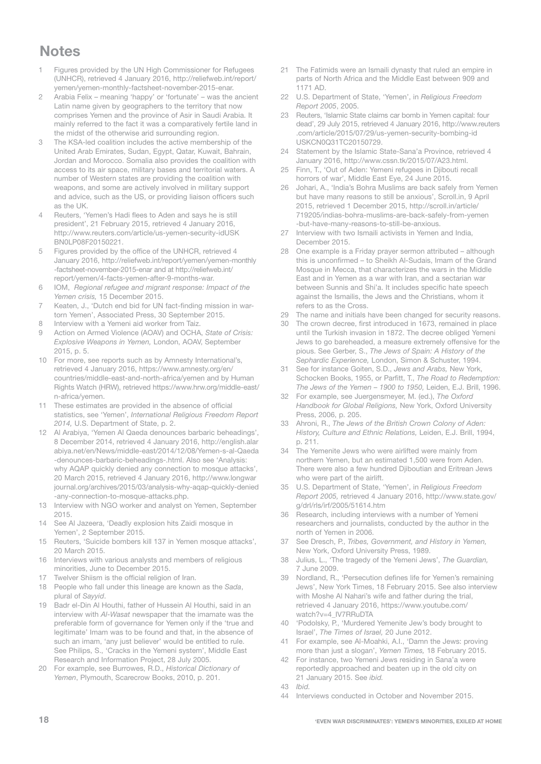# Notes

1. Figures provided by the UN High Commissioner for Refugees (UNHCR), retrieved 4 January 2016, http://reliefweb.int/report/yemen/yemen-monthly-factsheet-november-2015-enar.
2. Arabia Felix – meaning 'happy' or 'fortunate' – was the ancient Latin name given by geographers to the territory that now comprises Yemen and the province of Asir in Saudi Arabia. It mainly referred to the fact it was a comparatively fertile land in the midst of the otherwise arid surrounding region.
3. The KSA-led coalition includes the active membership of the United Arab Emirates, Sudan, Egypt, Qatar, Kuwait, Bahrain, Jordan and Morocco. Somalia also provides the coalition with access to its air space, military bases and territorial waters. A number of Western states are providing the coalition with weapons, and some are actively involved in military support and advice, such as the US, or providing liaison officers such as the UK.
4. Reuters, 'Yemen's Hadi flees to Aden and says he is still president', 21 February 2015, retrieved 4 January 2016, http://www.reuters.com/article/us-yemen-security-idUSKBN0LP08F20150221.
5. Figures provided by the office of the UNHCR, retrieved 4 January 2016, http://reliefweb.int/report/yemen/yemen-monthly-factsheet-november-2015-enar and at http://reliefweb.int/report/yemen/4-facts-yemen-after-9-months-war.
6. IOM, *Regional refugee and migrant response: Impact of the Yemen crisis,* 15 December 2015.
7. Keaten, J., 'Dutch end bid for UN fact-finding mission in war-torn Yemen', Associated Press, 30 September 2015.
8. Interview with a Yemeni aid worker from Taiz.
9. Action on Armed Violence (AOAV) and OCHA, *State of Crisis: Explosive Weapons in Yemen,* London, AOAV, September 2015, p. 5.
10. For more, see reports such as by Amnesty International's, retrieved 4 January 2016, https://www.amnesty.org/en/countries/middle-east-and-north-africa/yemen and by Human Rights Watch (HRW), retrieved https://www.hrw.org/middle-east/n-africa/yemen.
11. These estimates are provided in the absence of official statistics, see 'Yemen', *International Religious Freedom Report 2014,* U.S. Department of State, p. 2.
12. Al Arabiya, 'Yemen Al Qaeda denounces barbaric beheadings', 8 December 2014, retrieved 4 January 2016, http://english.alarabiya.net/en/News/middle-east/2014/12/08/Yemen-s-al-Qaeda-denounces-barbaric-beheadings-.html. Also see 'Analysis: why AQAP quickly denied any connection to mosque attacks', 20 March 2015, retrieved 4 January 2016, http://www.longwarjournal.org/archives/2015/03/analysis-why-aqap-quickly-denied-any-connection-to-mosque-attacks.php.
13. Interview with NGO worker and analyst on Yemen, September 2015.
14. See Al Jazeera, 'Deadly explosion hits Zaidi mosque in Yemen', 2 September 2015.
15. Reuters, 'Suicide bombers kill 137 in Yemen mosque attacks', 20 March 2015.
16. Interviews with various analysts and members of religious minorities, June to December 2015.
17. Twelver Shiism is the official religion of Iran.
18. People who fall under this lineage are known as the *Sada*, plural of *Sayyid*.
19. Badr el-Din Al Houthi, father of Hussein Al Houthi, said in an interview with *Al-Wasat* newspaper that the imamate was the preferable form of governance for Yemen only if the 'true and legitimate' Imam was to be found and that, in the absence of such an imam, 'any just believer' would be entitled to rule. See Philips, S., 'Cracks in the Yemeni system', Middle East Research and Information Project, 28 July 2005.
20. For example, see Burrowes, R.D., *Historical Dictionary of Yemen*, Plymouth, Scarecrow Books, 2010, p. 201.
21. The Fatimids were an Ismaili dynasty that ruled an empire in parts of North Africa and the Middle East between 909 and 1171 AD.
22. U.S. Department of State, 'Yemen', in *Religious Freedom Report 2005*, 2005.
23. Reuters, 'Islamic State claims car bomb in Yemen capital: four dead', 29 July 2015, retrieved 4 January 2016, http://www.reuters.com/article/2015/07/29/us-yemen-security-bombing-idUSKCN0Q31TC20150729.
24. Statement by the Islamic State-Sana'a Province, retrieved 4 January 2016, http://www.cssn.tk/2015/07/A23.html.
25. Finn, T., 'Out of Aden: Yemeni refugees in Djibouti recall horrors of war', Middle East Eye, 24 June 2015.
26. Johari, A., 'India's Bohra Muslims are back safely from Yemen but have many reasons to still be anxious', Scroll.in, 9 April 2015, retrieved 1 December 2015, http://scroll.in/article/719205/indias-bohra-muslims-are-back-safely-from-yemen-but-have-many-reasons-to-still-be-anxious.
27. Interview with two Ismaili activists in Yemen and India, December 2015.
28. One example is a Friday prayer sermon attributed – although this is unconfirmed – to Sheikh Al-Sudais, Imam of the Grand Mosque in Mecca, that characterizes the wars in the Middle East and in Yemen as a war with Iran, and a sectarian war between Sunnis and Shi'a. It includes specific hate speech against the Ismailis, the Jews and the Christians, whom it refers to as the Cross.
29. The name and initials have been changed for security reasons.
30. The crown decree, first introduced in 1673, remained in place until the Turkish invasion in 1872. The decree obliged Yemeni Jews to go bareheaded, a measure extremely offensive for the pious. See Gerber, S., *The Jews of Spain: A History of the Sephardic Experience,* London, Simon & Schuster, 1994.
31. See for instance Goiten, S.D., *Jews and Arabs,* New York, Schocken Books, 1955, or Parfitt, T., *The Road to Redemption: The Jews of the Yemen – 1900 to 1950,* Leiden, E.J. Brill, 1996.
32. For example, see Juergensmeyer, M. (ed.), *The Oxford Handbook for Global Religions,* New York, Oxford University Press, 2006, p. 205.
33. Ahroni, R., *The Jews of the British Crown Colony of Aden: History, Culture and Ethnic Relations,* Leiden, E.J. Brill, 1994, p. 211.
34. The Yemenite Jews who were airlifted were mainly from northern Yemen, but an estimated 1,500 were from Aden. There were also a few hundred Djiboutian and Eritrean Jews who were part of the airlift.
35. U.S. Department of State, 'Yemen', in *Religious Freedom Report 2005,* retrieved 4 January 2016, http://www.state.gov/g/drl/rls/irf/2005/51614.htm
36. Research, including interviews with a number of Yemeni researchers and journalists, conducted by the author in the north of Yemen in 2006.
37. See Dresch, P., *Tribes, Government, and History in Yemen,* New York, Oxford University Press, 1989.
38. Julius, L., 'The tragedy of the Yemeni Jews', *The Guardian,* 7 June 2009.
39. Nordland, R., 'Persecution defines life for Yemen's remaining Jews', New York Times, 18 February 2015. See also interview with Moshe Al Nahari's wife and father during the trial, retrieved 4 January 2016, https://www.youtube.com/watch?v=4_IV7RRuDTA
40. 'Podolsky, P., 'Murdered Yemenite Jew's body brought to Israel', *The Times of Israel,* 20 June 2012.
41. For example, see Al-Moahki, A.I., 'Damn the Jews: proving more than just a slogan', *Yemen Times,* 18 February 2015.
42. For instance, two Yemeni Jews residing in Sana'a were reportedly approached and beaten up in the old city on 21 January 2015. See *ibid.*
43. *Ibid.*
44. Interviews conducted in October and November 2015.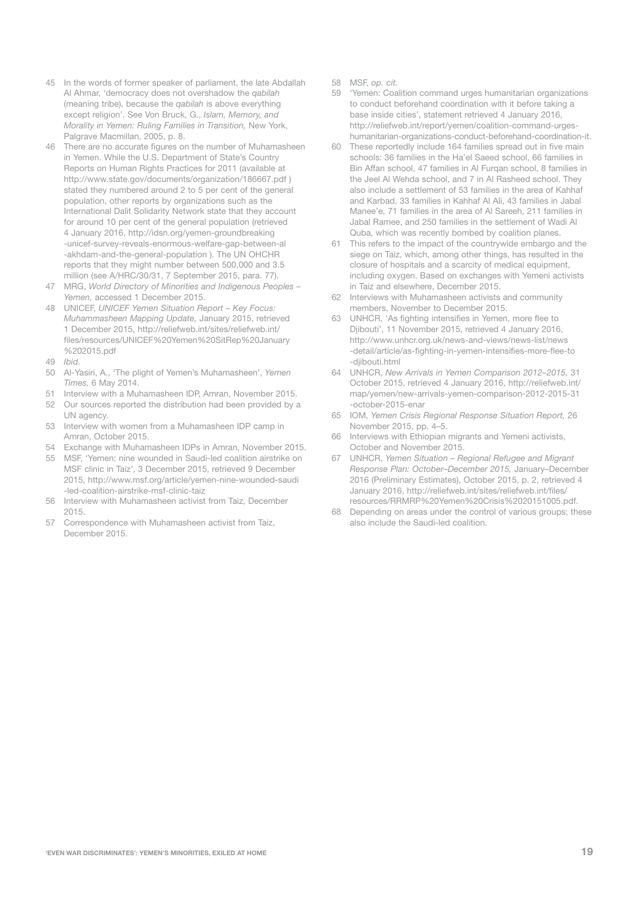45 In the words of former speaker of parliament, the late Abdallah Al Ahmar, 'democracy does not overshadow the *qabilah* (meaning tribe), because the *qabilah* is above everything except religion'. See Von Bruck, G., *Islam, Memory, and Morality in Yemen: Ruling Families in Transition,* New York, Palgrave Macmillan, 2005, p. 8.

46 There are no accurate figures on the number of Muhamasheen in Yemen. While the U.S. Department of State's Country Reports on Human Rights Practices for 2011 (available at http://www.state.gov/documents/organization/186667.pdf ) stated they numbered around 2 to 5 per cent of the general population, other reports by organizations such as the International Dalit Solidarity Network state that they account for around 10 per cent of the general population (retrieved 4 January 2016, http://idsn.org/yemen-groundbreaking-unicef-survey-reveals-enormous-welfare-gap-between-al-akhdam-and-the-general-population ). The UN OHCHR reports that they might number between 500,000 and 3.5 million (see A/HRC/30/31, 7 September 2015, para. 77).

47 MRG, *World Directory of Minorities and Indigenous Peoples – Yemen,* accessed 1 December 2015.

48 UNICEF, *UNICEF Yemen Situation Report – Key Focus: Muhammasheen Mapping Update,* January 2015, retrieved 1 December 2015, http://reliefweb.int/sites/reliefweb.int/files/resources/UNICEF%20Yemen%20SitRep%20January%202015.pdf

49 *Ibid.*

50 Al-Yasiri, A., 'The plight of Yemen's Muhamasheen', *Yemen Times,* 6 May 2014.

51 Interview with a Muhamasheen IDP, Amran, November 2015.

52 Our sources reported the distribution had been provided by a UN agency.

53 Interview with women from a Muhamasheen IDP camp in Amran, October 2015.

54 Exchange with Muhamasheen IDPs in Amran, November 2015.

55 MSF, 'Yemen: nine wounded in Saudi-led coalition airstrike on MSF clinic in Taiz', 3 December 2015, retrieved 9 December 2015, http://www.msf.org/article/yemen-nine-wounded-saudi-led-coalition-airstrike-msf-clinic-taiz

56 Interview with Muhamasheen activist from Taiz, December 2015.

57 Correspondence with Muhamasheen activist from Taiz, December 2015.

58 MSF, *op. cit.*

59 'Yemen: Coalition command urges humanitarian organizations to conduct beforehand coordination with it before taking a base inside cities', statement retrieved 4 January 2016, http://reliefweb.int/report/yemen/coalition-command-urges-humanitarian-organizations-conduct-beforehand-coordination-it.

60 These reportedly include 164 families spread out in five main schools: 36 families in the Ha'el Saeed school, 66 families in Bin Affan school, 47 families in Al Furqan school, 8 families in the Jeel Al Wehda school, and 7 in Al Rasheed school. They also include a settlement of 53 families in the area of Kahhaf and Karbad, 33 families in Kahhaf Al Ali, 43 families in Jabal Manee'e, 71 families in the area of Al Sareeh, 211 families in Jabal Ramee, and 250 families in the settlement of Wadi Al Quba, which was recently bombed by coalition planes.

61 This refers to the impact of the countrywide embargo and the siege on Taiz, which, among other things, has resulted in the closure of hospitals and a scarcity of medical equipment, including oxygen. Based on exchanges with Yemeni activists in Taiz and elsewhere, December 2015.

62 Interviews with Muhamasheen activists and community members, November to December 2015.

63 UNHCR, 'As fighting intensifies in Yemen, more flee to Djibouti', 11 November 2015, retrieved 4 January 2016, http://www.unhcr.org.uk/news-and-views/news-list/news-detail/article/as-fighting-in-yemen-intensifies-more-flee-to-djibouti.html

64 UNHCR, *New Arrivals in Yemen Comparison 2012–2015,* 31 October 2015, retrieved 4 January 2016, http://reliefweb.int/map/yemen/new-arrivals-yemen-comparison-2012-2015-31-october-2015-enar

65 IOM, *Yemen Crisis Regional Response Situation Report,* 26 November 2015, pp. 4–5.

66 Interviews with Ethiopian migrants and Yemeni activists, October and November 2015.

67 UNHCR, *Yemen Situation – Regional Refugee and Migrant Response Plan: October–December 2015,* January–December 2016 (Preliminary Estimates), October 2015, p. 2, retrieved 4 January 2016, http://reliefweb.int/sites/reliefweb.int/files/resources/RRMRP%20Yemen%20Crisis%2020151005.pdf.

68 Depending on areas under the control of various groups; these also include the Saudi-led coalition.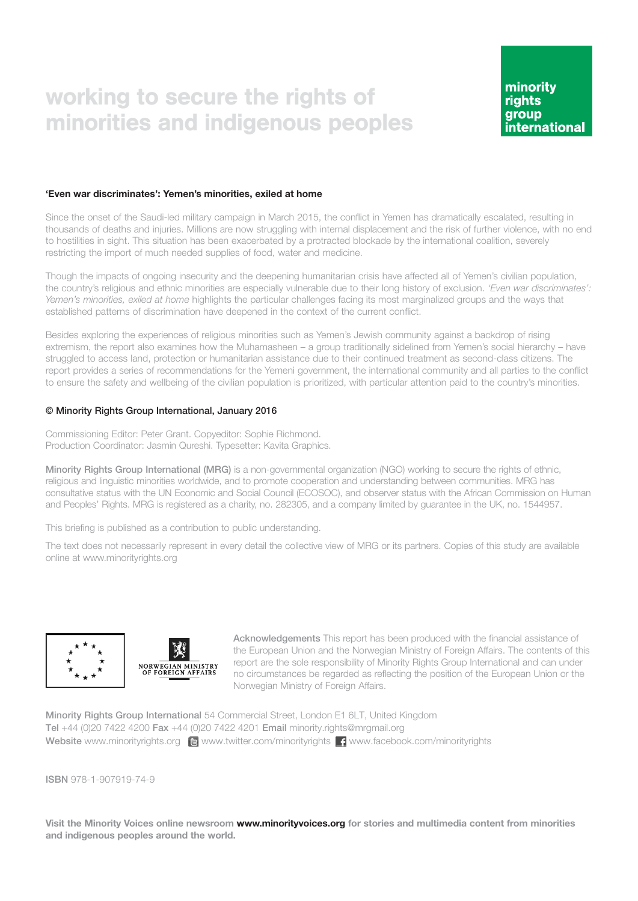# working to secure the rights of minorities and indigenous peoples

**minority rights group international**

**'Even war discriminates': Yemen's minorities, exiled at home**

Since the onset of the Saudi-led military campaign in March 2015, the conflict in Yemen has dramatically escalated, resulting in thousands of deaths and injuries. Millions are now struggling with internal displacement and the risk of further violence, with no end to hostilities in sight. This situation has been exacerbated by a protracted blockade by the international coalition, severely restricting the import of much needed supplies of food, water and medicine.

Though the impacts of ongoing insecurity and the deepening humanitarian crisis have affected all of Yemen's civilian population, the country's religious and ethnic minorities are especially vulnerable due to their long history of exclusion. *'Even war discriminates': Yemen's minorities, exiled at home* highlights the particular challenges facing its most marginalized groups and the ways that established patterns of discrimination have deepened in the context of the current conflict.

Besides exploring the experiences of religious minorities such as Yemen's Jewish community against a backdrop of rising extremism, the report also examines how the Muhamasheen – a group traditionally sidelined from Yemen's social hierarchy – have struggled to access land, protection or humanitarian assistance due to their continued treatment as second-class citizens. The report provides a series of recommendations for the Yemeni government, the international community and all parties to the conflict to ensure the safety and wellbeing of the civilian population is prioritized, with particular attention paid to the country's minorities.

**© Minority Rights Group International, January 2016**

Commissioning Editor: Peter Grant. Copyeditor: Sophie Richmond.
Production Coordinator: Jasmin Qureshi. Typesetter: Kavita Graphics.

**Minority Rights Group International (MRG)** is a non-governmental organization (NGO) working to secure the rights of ethnic, religious and linguistic minorities worldwide, and to promote cooperation and understanding between communities. MRG has consultative status with the UN Economic and Social Council (ECOSOC), and observer status with the African Commission on Human and Peoples' Rights. MRG is registered as a charity, no. 282305, and a company limited by guarantee in the UK, no. 1544957.

This briefing is published as a contribution to public understanding.

The text does not necessarily represent in every detail the collective view of MRG or its partners. Copies of this study are available online at www.minorityrights.org

NORWEGIAN MINISTRY OF FOREIGN AFFAIRS

**Acknowledgements** This report has been produced with the financial assistance of the European Union and the Norwegian Ministry of Foreign Affairs. The contents of this report are the sole responsibility of Minority Rights Group International and can under no circumstances be regarded as reflecting the position of the European Union or the Norwegian Ministry of Foreign Affairs.

**Minority Rights Group International** 54 Commercial Street, London E1 6LT, United Kingdom
**Tel** +44 (0)20 7422 4200 **Fax** +44 (0)20 7422 4201 **Email** minority.rights@mrgmail.org
**Website** www.minorityrights.org www.twitter.com/minorityrights www.facebook.com/minorityrights

**ISBN** 978-1-907919-74-9

**Visit the Minority Voices online newsroom www.minorityvoices.org for stories and multimedia content from minorities and indigenous peoples around the world.**